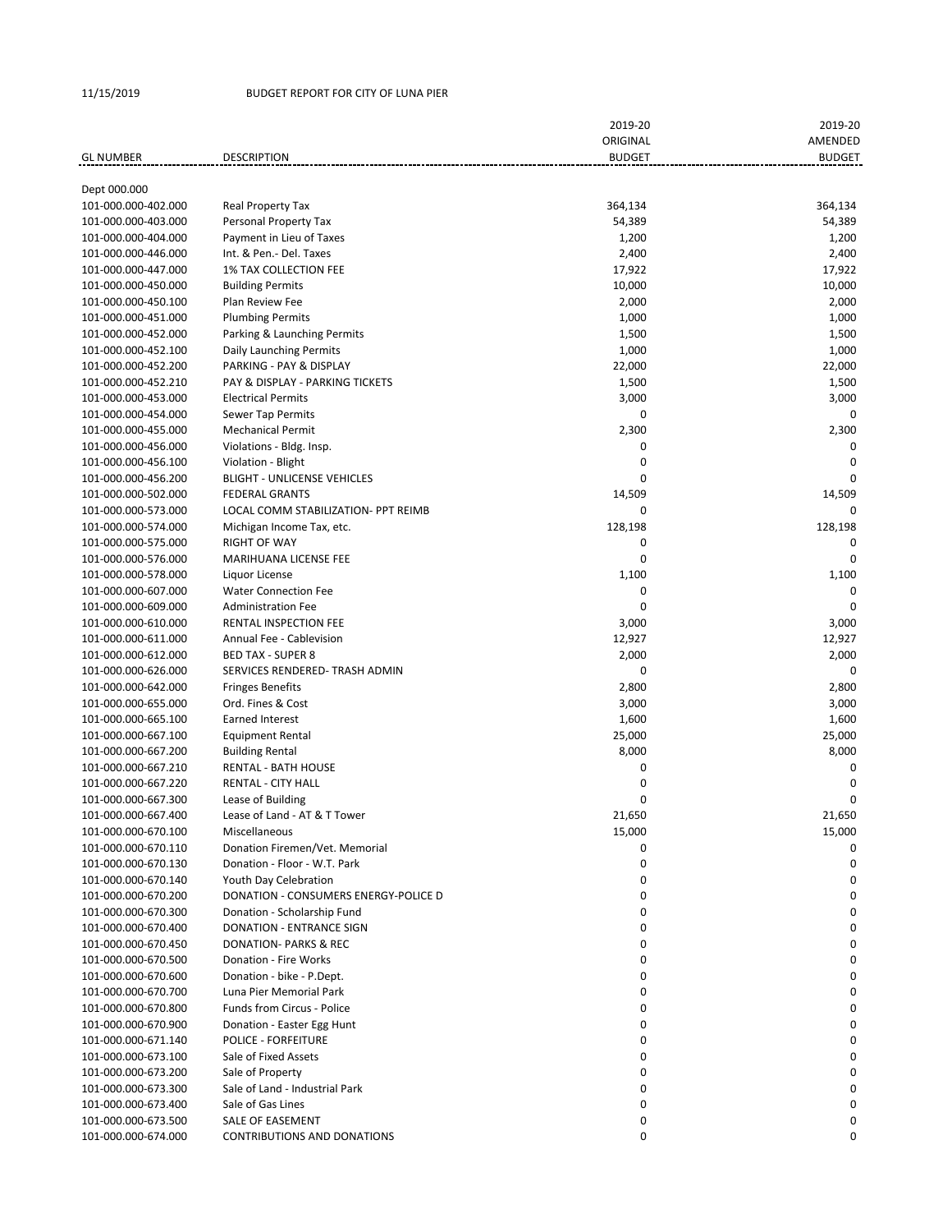11/15/2019 BUDGET REPORT FOR CITY OF LUNA PIER

| GL NUMBER | DESCRIPTION | 2019-20 ORIGINAL BUDGET | 2019-20 AMENDED BUDGET |
|---|---|---|---|
| Dept 000.000 | | | |
| 101-000.000-402.000 | Real Property Tax | 364,134 | 364,134 |
| 101-000.000-403.000 | Personal Property Tax | 54,389 | 54,389 |
| 101-000.000-404.000 | Payment in Lieu of Taxes | 1,200 | 1,200 |
| 101-000.000-446.000 | Int. & Pen.- Del. Taxes | 2,400 | 2,400 |
| 101-000.000-447.000 | 1% TAX COLLECTION FEE | 17,922 | 17,922 |
| 101-000.000-450.000 | Building Permits | 10,000 | 10,000 |
| 101-000.000-450.100 | Plan Review Fee | 2,000 | 2,000 |
| 101-000.000-451.000 | Plumbing Permits | 1,000 | 1,000 |
| 101-000.000-452.000 | Parking & Launching Permits | 1,500 | 1,500 |
| 101-000.000-452.100 | Daily Launching Permits | 1,000 | 1,000 |
| 101-000.000-452.200 | PARKING - PAY & DISPLAY | 22,000 | 22,000 |
| 101-000.000-452.210 | PAY & DISPLAY - PARKING TICKETS | 1,500 | 1,500 |
| 101-000.000-453.000 | Electrical Permits | 3,000 | 3,000 |
| 101-000.000-454.000 | Sewer Tap Permits | 0 | 0 |
| 101-000.000-455.000 | Mechanical Permit | 2,300 | 2,300 |
| 101-000.000-456.000 | Violations - Bldg. Insp. | 0 | 0 |
| 101-000.000-456.100 | Violation - Blight | 0 | 0 |
| 101-000.000-456.200 | BLIGHT - UNLICENSE VEHICLES | 0 | 0 |
| 101-000.000-502.000 | FEDERAL GRANTS | 14,509 | 14,509 |
| 101-000.000-573.000 | LOCAL COMM STABILIZATION- PPT REIMB | 0 | 0 |
| 101-000.000-574.000 | Michigan Income Tax, etc. | 128,198 | 128,198 |
| 101-000.000-575.000 | RIGHT OF WAY | 0 | 0 |
| 101-000.000-576.000 | MARIHUANA LICENSE FEE | 0 | 0 |
| 101-000.000-578.000 | Liquor License | 1,100 | 1,100 |
| 101-000.000-607.000 | Water Connection Fee | 0 | 0 |
| 101-000.000-609.000 | Administration Fee | 0 | 0 |
| 101-000.000-610.000 | RENTAL INSPECTION FEE | 3,000 | 3,000 |
| 101-000.000-611.000 | Annual Fee - Cablevision | 12,927 | 12,927 |
| 101-000.000-612.000 | BED TAX - SUPER 8 | 2,000 | 2,000 |
| 101-000.000-626.000 | SERVICES RENDERED- TRASH ADMIN | 0 | 0 |
| 101-000.000-642.000 | Fringes Benefits | 2,800 | 2,800 |
| 101-000.000-655.000 | Ord. Fines & Cost | 3,000 | 3,000 |
| 101-000.000-665.100 | Earned Interest | 1,600 | 1,600 |
| 101-000.000-667.100 | Equipment Rental | 25,000 | 25,000 |
| 101-000.000-667.200 | Building Rental | 8,000 | 8,000 |
| 101-000.000-667.210 | RENTAL - BATH HOUSE | 0 | 0 |
| 101-000.000-667.220 | RENTAL - CITY HALL | 0 | 0 |
| 101-000.000-667.300 | Lease of Building | 0 | 0 |
| 101-000.000-667.400 | Lease of Land - AT & T Tower | 21,650 | 21,650 |
| 101-000.000-670.100 | Miscellaneous | 15,000 | 15,000 |
| 101-000.000-670.110 | Donation Firemen/Vet. Memorial | 0 | 0 |
| 101-000.000-670.130 | Donation - Floor - W.T. Park | 0 | 0 |
| 101-000.000-670.140 | Youth Day Celebration | 0 | 0 |
| 101-000.000-670.200 | DONATION - CONSUMERS ENERGY-POLICE D | 0 | 0 |
| 101-000.000-670.300 | Donation - Scholarship Fund | 0 | 0 |
| 101-000.000-670.400 | DONATION - ENTRANCE SIGN | 0 | 0 |
| 101-000.000-670.450 | DONATION- PARKS & REC | 0 | 0 |
| 101-000.000-670.500 | Donation - Fire Works | 0 | 0 |
| 101-000.000-670.600 | Donation - bike - P.Dept. | 0 | 0 |
| 101-000.000-670.700 | Luna Pier Memorial Park | 0 | 0 |
| 101-000.000-670.800 | Funds from Circus - Police | 0 | 0 |
| 101-000.000-670.900 | Donation - Easter Egg Hunt | 0 | 0 |
| 101-000.000-671.140 | POLICE - FORFEITURE | 0 | 0 |
| 101-000.000-673.100 | Sale of Fixed Assets | 0 | 0 |
| 101-000.000-673.200 | Sale of Property | 0 | 0 |
| 101-000.000-673.300 | Sale of Land - Industrial Park | 0 | 0 |
| 101-000.000-673.400 | Sale of Gas Lines | 0 | 0 |
| 101-000.000-673.500 | SALE OF EASEMENT | 0 | 0 |
| 101-000.000-674.000 | CONTRIBUTIONS AND DONATIONS | 0 | 0 |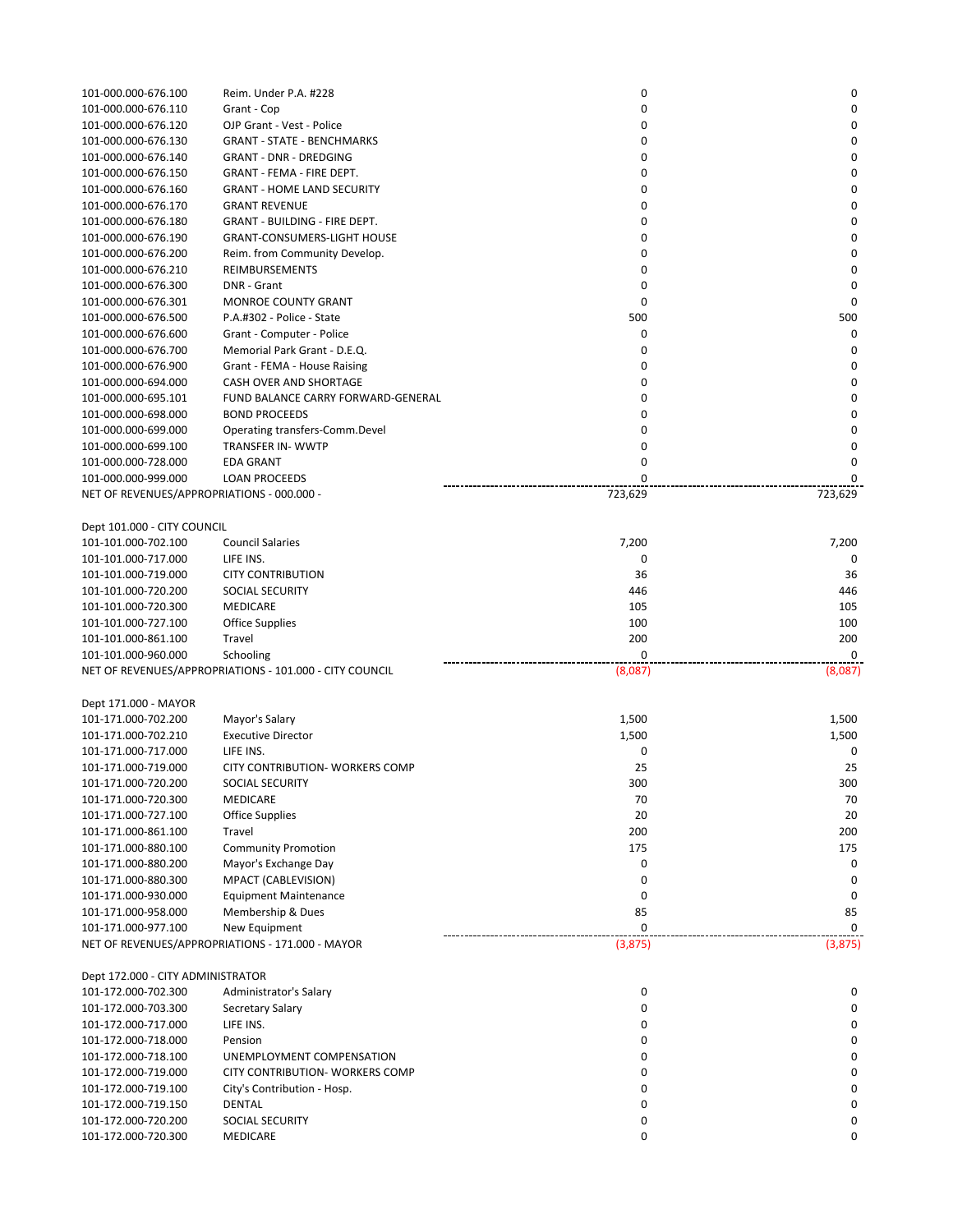| Account | Description | | |
|---|---|---|---|
| 101-000.000-676.100 | Reim. Under P.A. #228 | 0 | 0 |
| 101-000.000-676.110 | Grant - Cop | 0 | 0 |
| 101-000.000-676.120 | OJP Grant - Vest - Police | 0 | 0 |
| 101-000.000-676.130 | GRANT - STATE - BENCHMARKS | 0 | 0 |
| 101-000.000-676.140 | GRANT - DNR - DREDGING | 0 | 0 |
| 101-000.000-676.150 | GRANT - FEMA - FIRE DEPT. | 0 | 0 |
| 101-000.000-676.160 | GRANT - HOME LAND SECURITY | 0 | 0 |
| 101-000.000-676.170 | GRANT REVENUE | 0 | 0 |
| 101-000.000-676.180 | GRANT - BUILDING - FIRE DEPT. | 0 | 0 |
| 101-000.000-676.190 | GRANT-CONSUMERS-LIGHT HOUSE | 0 | 0 |
| 101-000.000-676.200 | Reim. from Community Develop. | 0 | 0 |
| 101-000.000-676.210 | REIMBURSEMENTS | 0 | 0 |
| 101-000.000-676.300 | DNR - Grant | 0 | 0 |
| 101-000.000-676.301 | MONROE COUNTY GRANT | 0 | 0 |
| 101-000.000-676.500 | P.A.#302 - Police - State | 500 | 500 |
| 101-000.000-676.600 | Grant - Computer - Police | 0 | 0 |
| 101-000.000-676.700 | Memorial Park Grant - D.E.Q. | 0 | 0 |
| 101-000.000-676.900 | Grant - FEMA - House Raising | 0 | 0 |
| 101-000.000-694.000 | CASH OVER AND SHORTAGE | 0 | 0 |
| 101-000.000-695.101 | FUND BALANCE CARRY FORWARD-GENERAL | 0 | 0 |
| 101-000.000-698.000 | BOND PROCEEDS | 0 | 0 |
| 101-000.000-699.000 | Operating transfers-Comm.Devel | 0 | 0 |
| 101-000.000-699.100 | TRANSFER IN- WWTP | 0 | 0 |
| 101-000.000-728.000 | EDA GRANT | 0 | 0 |
| 101-000.000-999.000 | LOAN PROCEEDS | 0 | 0 |
| NET OF REVENUES/APPROPRIATIONS - 000.000 - | | 723,629 | 723,629 |

Dept 101.000 - CITY COUNCIL

| Account | Description | | |
|---|---|---|---|
| 101-101.000-702.100 | Council Salaries | 7,200 | 7,200 |
| 101-101.000-717.000 | LIFE INS. | 0 | 0 |
| 101-101.000-719.000 | CITY CONTRIBUTION | 36 | 36 |
| 101-101.000-720.200 | SOCIAL SECURITY | 446 | 446 |
| 101-101.000-720.300 | MEDICARE | 105 | 105 |
| 101-101.000-727.100 | Office Supplies | 100 | 100 |
| 101-101.000-861.100 | Travel | 200 | 200 |
| 101-101.000-960.000 | Schooling | 0 | 0 |
| NET OF REVENUES/APPROPRIATIONS - 101.000 - CITY COUNCIL | | (8,087) | (8,087) |

Dept 171.000 - MAYOR

| Account | Description | | |
|---|---|---|---|
| 101-171.000-702.200 | Mayor's Salary | 1,500 | 1,500 |
| 101-171.000-702.210 | Executive Director | 1,500 | 1,500 |
| 101-171.000-717.000 | LIFE INS. | 0 | 0 |
| 101-171.000-719.000 | CITY CONTRIBUTION- WORKERS COMP | 25 | 25 |
| 101-171.000-720.200 | SOCIAL SECURITY | 300 | 300 |
| 101-171.000-720.300 | MEDICARE | 70 | 70 |
| 101-171.000-727.100 | Office Supplies | 20 | 20 |
| 101-171.000-861.100 | Travel | 200 | 200 |
| 101-171.000-880.100 | Community Promotion | 175 | 175 |
| 101-171.000-880.200 | Mayor's Exchange Day | 0 | 0 |
| 101-171.000-880.300 | MPACT (CABLEVISION) | 0 | 0 |
| 101-171.000-930.000 | Equipment Maintenance | 0 | 0 |
| 101-171.000-958.000 | Membership & Dues | 85 | 85 |
| 101-171.000-977.100 | New Equipment | 0 | 0 |
| NET OF REVENUES/APPROPRIATIONS - 171.000 - MAYOR | | (3,875) | (3,875) |

Dept 172.000 - CITY ADMINISTRATOR

| Account | Description | | |
|---|---|---|---|
| 101-172.000-702.300 | Administrator's Salary | 0 | 0 |
| 101-172.000-703.300 | Secretary Salary | 0 | 0 |
| 101-172.000-717.000 | LIFE INS. | 0 | 0 |
| 101-172.000-718.000 | Pension | 0 | 0 |
| 101-172.000-718.100 | UNEMPLOYMENT COMPENSATION | 0 | 0 |
| 101-172.000-719.000 | CITY CONTRIBUTION- WORKERS COMP | 0 | 0 |
| 101-172.000-719.100 | City's Contribution - Hosp. | 0 | 0 |
| 101-172.000-719.150 | DENTAL | 0 | 0 |
| 101-172.000-720.200 | SOCIAL SECURITY | 0 | 0 |
| 101-172.000-720.300 | MEDICARE | 0 | 0 |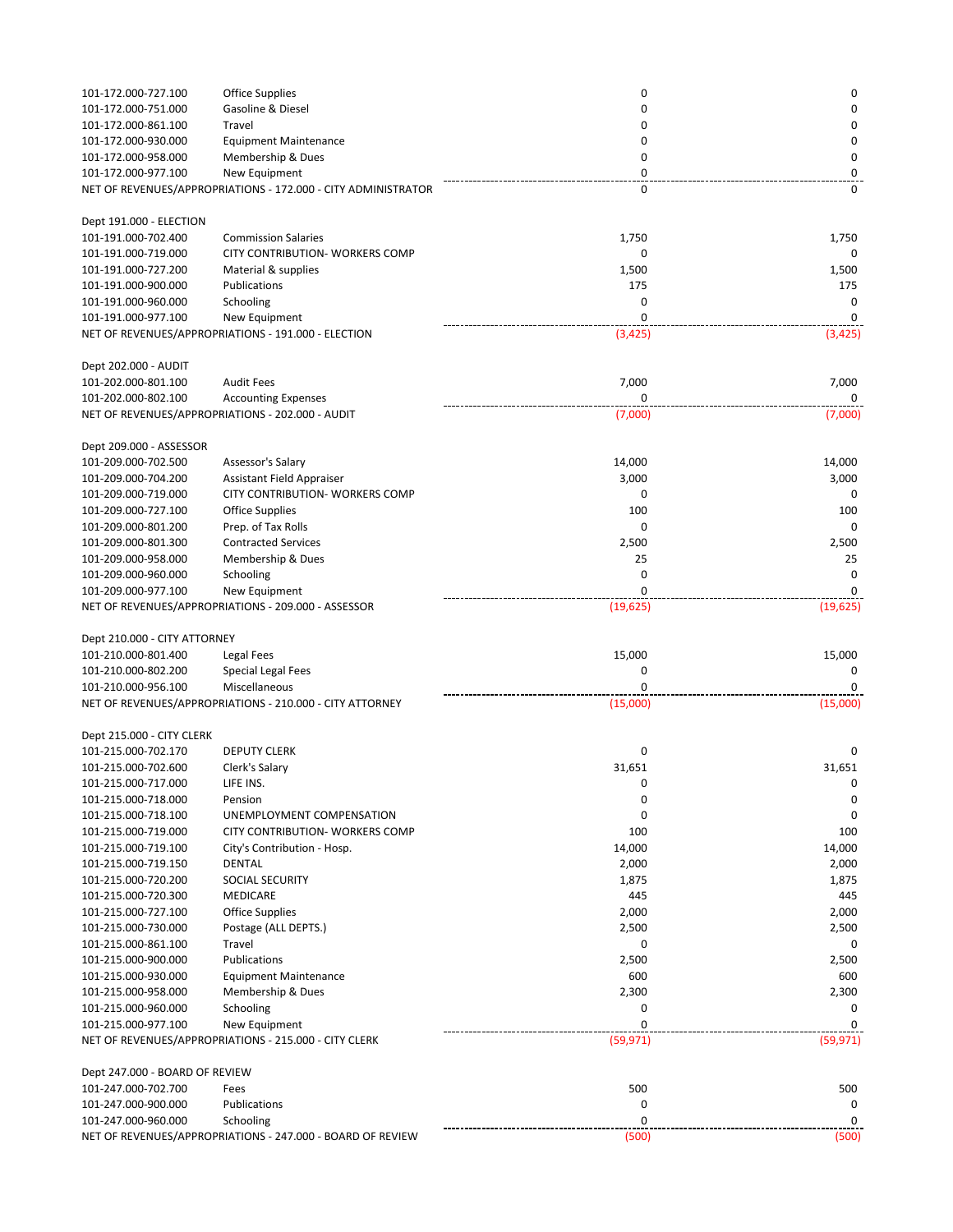| | | | |
|---|---|---|---|
| 101-172.000-727.100 | Office Supplies | 0 | 0 |
| 101-172.000-751.000 | Gasoline & Diesel | 0 | 0 |
| 101-172.000-861.100 | Travel | 0 | 0 |
| 101-172.000-930.000 | Equipment Maintenance | 0 | 0 |
| 101-172.000-958.000 | Membership & Dues | 0 | 0 |
| 101-172.000-977.100 | New Equipment | 0 | 0 |
| NET OF REVENUES/APPROPRIATIONS - 172.000 - CITY ADMINISTRATOR | | 0 | 0 |
| | | | |
| Dept 191.000 - ELECTION | | | |
| 101-191.000-702.400 | Commission Salaries | 1,750 | 1,750 |
| 101-191.000-719.000 | CITY CONTRIBUTION- WORKERS COMP | 0 | 0 |
| 101-191.000-727.200 | Material & supplies | 1,500 | 1,500 |
| 101-191.000-900.000 | Publications | 175 | 175 |
| 101-191.000-960.000 | Schooling | 0 | 0 |
| 101-191.000-977.100 | New Equipment | 0 | 0 |
| NET OF REVENUES/APPROPRIATIONS - 191.000 - ELECTION | | (3,425) | (3,425) |
| | | | |
| Dept 202.000 - AUDIT | | | |
| 101-202.000-801.100 | Audit Fees | 7,000 | 7,000 |
| 101-202.000-802.100 | Accounting Expenses | 0 | 0 |
| NET OF REVENUES/APPROPRIATIONS - 202.000 - AUDIT | | (7,000) | (7,000) |
| | | | |
| Dept 209.000 - ASSESSOR | | | |
| 101-209.000-702.500 | Assessor's Salary | 14,000 | 14,000 |
| 101-209.000-704.200 | Assistant Field Appraiser | 3,000 | 3,000 |
| 101-209.000-719.000 | CITY CONTRIBUTION- WORKERS COMP | 0 | 0 |
| 101-209.000-727.100 | Office Supplies | 100 | 100 |
| 101-209.000-801.200 | Prep. of Tax Rolls | 0 | 0 |
| 101-209.000-801.300 | Contracted Services | 2,500 | 2,500 |
| 101-209.000-958.000 | Membership & Dues | 25 | 25 |
| 101-209.000-960.000 | Schooling | 0 | 0 |
| 101-209.000-977.100 | New Equipment | 0 | 0 |
| NET OF REVENUES/APPROPRIATIONS - 209.000 - ASSESSOR | | (19,625) | (19,625) |
| | | | |
| Dept 210.000 - CITY ATTORNEY | | | |
| 101-210.000-801.400 | Legal Fees | 15,000 | 15,000 |
| 101-210.000-802.200 | Special Legal Fees | 0 | 0 |
| 101-210.000-956.100 | Miscellaneous | 0 | 0 |
| NET OF REVENUES/APPROPRIATIONS - 210.000 - CITY ATTORNEY | | (15,000) | (15,000) |
| | | | |
| Dept 215.000 - CITY CLERK | | | |
| 101-215.000-702.170 | DEPUTY CLERK | 0 | 0 |
| 101-215.000-702.600 | Clerk's Salary | 31,651 | 31,651 |
| 101-215.000-717.000 | LIFE INS. | 0 | 0 |
| 101-215.000-718.000 | Pension | 0 | 0 |
| 101-215.000-718.100 | UNEMPLOYMENT COMPENSATION | 0 | 0 |
| 101-215.000-719.000 | CITY CONTRIBUTION- WORKERS COMP | 100 | 100 |
| 101-215.000-719.100 | City's Contribution - Hosp. | 14,000 | 14,000 |
| 101-215.000-719.150 | DENTAL | 2,000 | 2,000 |
| 101-215.000-720.200 | SOCIAL SECURITY | 1,875 | 1,875 |
| 101-215.000-720.300 | MEDICARE | 445 | 445 |
| 101-215.000-727.100 | Office Supplies | 2,000 | 2,000 |
| 101-215.000-730.000 | Postage (ALL DEPTS.) | 2,500 | 2,500 |
| 101-215.000-861.100 | Travel | 0 | 0 |
| 101-215.000-900.000 | Publications | 2,500 | 2,500 |
| 101-215.000-930.000 | Equipment Maintenance | 600 | 600 |
| 101-215.000-958.000 | Membership & Dues | 2,300 | 2,300 |
| 101-215.000-960.000 | Schooling | 0 | 0 |
| 101-215.000-977.100 | New Equipment | 0 | 0 |
| NET OF REVENUES/APPROPRIATIONS - 215.000 - CITY CLERK | | (59,971) | (59,971) |
| | | | |
| Dept 247.000 - BOARD OF REVIEW | | | |
| 101-247.000-702.700 | Fees | 500 | 500 |
| 101-247.000-900.000 | Publications | 0 | 0 |
| 101-247.000-960.000 | Schooling | 0 | 0 |
| NET OF REVENUES/APPROPRIATIONS - 247.000 - BOARD OF REVIEW | | (500) | (500) |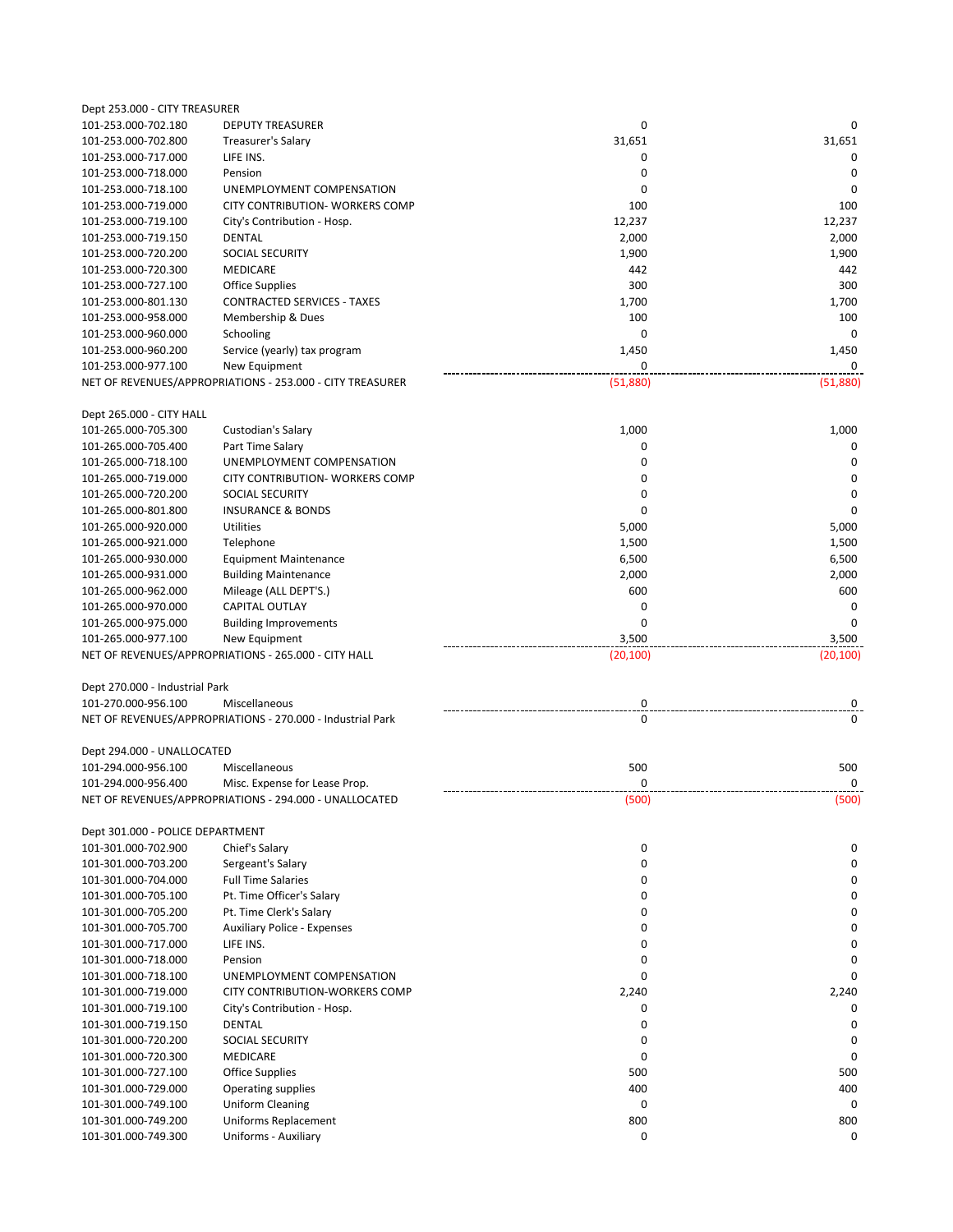| Account | Description | | |
|---|---|---|---|
| **Dept 253.000 - CITY TREASURER** | | | |
| 101-253.000-702.180 | DEPUTY TREASURER | 0 | 0 |
| 101-253.000-702.800 | Treasurer's Salary | 31,651 | 31,651 |
| 101-253.000-717.000 | LIFE INS. | 0 | 0 |
| 101-253.000-718.000 | Pension | 0 | 0 |
| 101-253.000-718.100 | UNEMPLOYMENT COMPENSATION | 0 | 0 |
| 101-253.000-719.000 | CITY CONTRIBUTION- WORKERS COMP | 100 | 100 |
| 101-253.000-719.100 | City's Contribution - Hosp. | 12,237 | 12,237 |
| 101-253.000-719.150 | DENTAL | 2,000 | 2,000 |
| 101-253.000-720.200 | SOCIAL SECURITY | 1,900 | 1,900 |
| 101-253.000-720.300 | MEDICARE | 442 | 442 |
| 101-253.000-727.100 | Office Supplies | 300 | 300 |
| 101-253.000-801.130 | CONTRACTED SERVICES - TAXES | 1,700 | 1,700 |
| 101-253.000-958.000 | Membership & Dues | 100 | 100 |
| 101-253.000-960.000 | Schooling | 0 | 0 |
| 101-253.000-960.200 | Service (yearly) tax program | 1,450 | 1,450 |
| 101-253.000-977.100 | New Equipment | 0 | 0 |
| NET OF REVENUES/APPROPRIATIONS - 253.000 - CITY TREASURER | | (51,880) | (51,880) |
| **Dept 265.000 - CITY HALL** | | | |
| 101-265.000-705.300 | Custodian's Salary | 1,000 | 1,000 |
| 101-265.000-705.400 | Part Time Salary | 0 | 0 |
| 101-265.000-718.100 | UNEMPLOYMENT COMPENSATION | 0 | 0 |
| 101-265.000-719.000 | CITY CONTRIBUTION- WORKERS COMP | 0 | 0 |
| 101-265.000-720.200 | SOCIAL SECURITY | 0 | 0 |
| 101-265.000-801.800 | INSURANCE & BONDS | 0 | 0 |
| 101-265.000-920.000 | Utilities | 5,000 | 5,000 |
| 101-265.000-921.000 | Telephone | 1,500 | 1,500 |
| 101-265.000-930.000 | Equipment Maintenance | 6,500 | 6,500 |
| 101-265.000-931.000 | Building Maintenance | 2,000 | 2,000 |
| 101-265.000-962.000 | Mileage (ALL DEPT'S.) | 600 | 600 |
| 101-265.000-970.000 | CAPITAL OUTLAY | 0 | 0 |
| 101-265.000-975.000 | Building Improvements | 0 | 0 |
| 101-265.000-977.100 | New Equipment | 3,500 | 3,500 |
| NET OF REVENUES/APPROPRIATIONS - 265.000 - CITY HALL | | (20,100) | (20,100) |
| **Dept 270.000 - Industrial Park** | | | |
| 101-270.000-956.100 | Miscellaneous | 0 | 0 |
| NET OF REVENUES/APPROPRIATIONS - 270.000 - Industrial Park | | 0 | 0 |
| **Dept 294.000 - UNALLOCATED** | | | |
| 101-294.000-956.100 | Miscellaneous | 500 | 500 |
| 101-294.000-956.400 | Misc. Expense for Lease Prop. | 0 | 0 |
| NET OF REVENUES/APPROPRIATIONS - 294.000 - UNALLOCATED | | (500) | (500) |
| **Dept 301.000 - POLICE DEPARTMENT** | | | |
| 101-301.000-702.900 | Chief's Salary | 0 | 0 |
| 101-301.000-703.200 | Sergeant's Salary | 0 | 0 |
| 101-301.000-704.000 | Full Time Salaries | 0 | 0 |
| 101-301.000-705.100 | Pt. Time Officer's Salary | 0 | 0 |
| 101-301.000-705.200 | Pt. Time Clerk's Salary | 0 | 0 |
| 101-301.000-705.700 | Auxiliary Police - Expenses | 0 | 0 |
| 101-301.000-717.000 | LIFE INS. | 0 | 0 |
| 101-301.000-718.000 | Pension | 0 | 0 |
| 101-301.000-718.100 | UNEMPLOYMENT COMPENSATION | 0 | 0 |
| 101-301.000-719.000 | CITY CONTRIBUTION-WORKERS COMP | 2,240 | 2,240 |
| 101-301.000-719.100 | City's Contribution - Hosp. | 0 | 0 |
| 101-301.000-719.150 | DENTAL | 0 | 0 |
| 101-301.000-720.200 | SOCIAL SECURITY | 0 | 0 |
| 101-301.000-720.300 | MEDICARE | 0 | 0 |
| 101-301.000-727.100 | Office Supplies | 500 | 500 |
| 101-301.000-729.000 | Operating supplies | 400 | 400 |
| 101-301.000-749.100 | Uniform Cleaning | 0 | 0 |
| 101-301.000-749.200 | Uniforms Replacement | 800 | 800 |
| 101-301.000-749.300 | Uniforms - Auxiliary | 0 | 0 |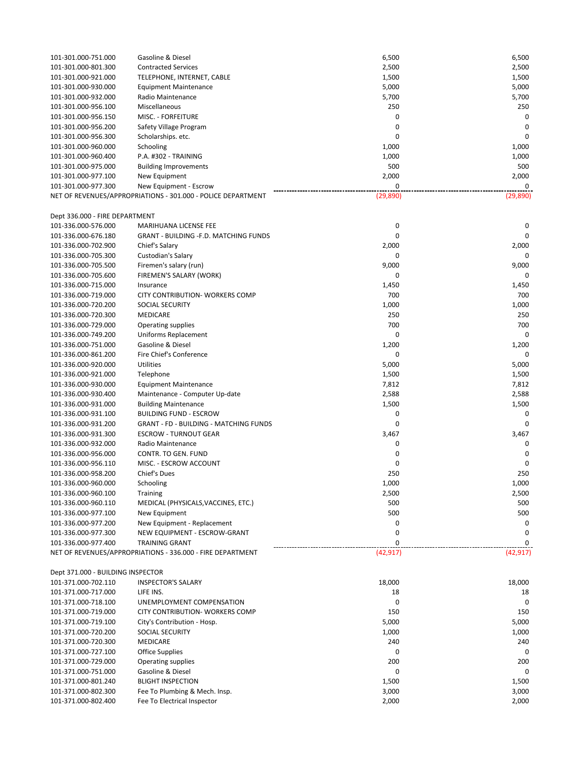| Account | Description | | |
|---|---|---|---|
| 101-301.000-751.000 | Gasoline & Diesel | 6,500 | 6,500 |
| 101-301.000-801.300 | Contracted Services | 2,500 | 2,500 |
| 101-301.000-921.000 | TELEPHONE, INTERNET, CABLE | 1,500 | 1,500 |
| 101-301.000-930.000 | Equipment Maintenance | 5,000 | 5,000 |
| 101-301.000-932.000 | Radio Maintenance | 5,700 | 5,700 |
| 101-301.000-956.100 | Miscellaneous | 250 | 250 |
| 101-301.000-956.150 | MISC. - FORFEITURE | 0 | 0 |
| 101-301.000-956.200 | Safety Village Program | 0 | 0 |
| 101-301.000-956.300 | Scholarships. etc. | 0 | 0 |
| 101-301.000-960.000 | Schooling | 1,000 | 1,000 |
| 101-301.000-960.400 | P.A. #302 - TRAINING | 1,000 | 1,000 |
| 101-301.000-975.000 | Building Improvements | 500 | 500 |
| 101-301.000-977.100 | New Equipment | 2,000 | 2,000 |
| 101-301.000-977.300 | New Equipment - Escrow | 0 | 0 |
| NET OF REVENUES/APPROPRIATIONS - 301.000 - POLICE DEPARTMENT | | (29,890) | (29,890) |
| | | | |
| Dept 336.000 - FIRE DEPARTMENT | | | |
| 101-336.000-576.000 | MARIHUANA LICENSE FEE | 0 | 0 |
| 101-336.000-676.180 | GRANT - BUILDING -F.D. MATCHING FUNDS | 0 | 0 |
| 101-336.000-702.900 | Chief's Salary | 2,000 | 2,000 |
| 101-336.000-705.300 | Custodian's Salary | 0 | 0 |
| 101-336.000-705.500 | Firemen's salary (run) | 9,000 | 9,000 |
| 101-336.000-705.600 | FIREMEN'S SALARY (WORK) | 0 | 0 |
| 101-336.000-715.000 | Insurance | 1,450 | 1,450 |
| 101-336.000-719.000 | CITY CONTRIBUTION- WORKERS COMP | 700 | 700 |
| 101-336.000-720.200 | SOCIAL SECURITY | 1,000 | 1,000 |
| 101-336.000-720.300 | MEDICARE | 250 | 250 |
| 101-336.000-729.000 | Operating supplies | 700 | 700 |
| 101-336.000-749.200 | Uniforms Replacement | 0 | 0 |
| 101-336.000-751.000 | Gasoline & Diesel | 1,200 | 1,200 |
| 101-336.000-861.200 | Fire Chief's Conference | 0 | 0 |
| 101-336.000-920.000 | Utilities | 5,000 | 5,000 |
| 101-336.000-921.000 | Telephone | 1,500 | 1,500 |
| 101-336.000-930.000 | Equipment Maintenance | 7,812 | 7,812 |
| 101-336.000-930.400 | Maintenance - Computer Up-date | 2,588 | 2,588 |
| 101-336.000-931.000 | Building Maintenance | 1,500 | 1,500 |
| 101-336.000-931.100 | BUILDING FUND - ESCROW | 0 | 0 |
| 101-336.000-931.200 | GRANT - FD - BUILDING - MATCHING FUNDS | 0 | 0 |
| 101-336.000-931.300 | ESCROW - TURNOUT GEAR | 3,467 | 3,467 |
| 101-336.000-932.000 | Radio Maintenance | 0 | 0 |
| 101-336.000-956.000 | CONTR. TO GEN. FUND | 0 | 0 |
| 101-336.000-956.110 | MISC. - ESCROW ACCOUNT | 0 | 0 |
| 101-336.000-958.200 | Chief's Dues | 250 | 250 |
| 101-336.000-960.000 | Schooling | 1,000 | 1,000 |
| 101-336.000-960.100 | Training | 2,500 | 2,500 |
| 101-336.000-960.110 | MEDICAL (PHYSICALS,VACCINES, ETC.) | 500 | 500 |
| 101-336.000-977.100 | New Equipment | 500 | 500 |
| 101-336.000-977.200 | New Equipment - Replacement | 0 | 0 |
| 101-336.000-977.300 | NEW EQUIPMENT - ESCROW-GRANT | 0 | 0 |
| 101-336.000-977.400 | TRAINING GRANT | 0 | 0 |
| NET OF REVENUES/APPROPRIATIONS - 336.000 - FIRE DEPARTMENT | | (42,917) | (42,917) |
| | | | |
| Dept 371.000 - BUILDING INSPECTOR | | | |
| 101-371.000-702.110 | INSPECTOR'S SALARY | 18,000 | 18,000 |
| 101-371.000-717.000 | LIFE INS. | 18 | 18 |
| 101-371.000-718.100 | UNEMPLOYMENT COMPENSATION | 0 | 0 |
| 101-371.000-719.000 | CITY CONTRIBUTION- WORKERS COMP | 150 | 150 |
| 101-371.000-719.100 | City's Contribution - Hosp. | 5,000 | 5,000 |
| 101-371.000-720.200 | SOCIAL SECURITY | 1,000 | 1,000 |
| 101-371.000-720.300 | MEDICARE | 240 | 240 |
| 101-371.000-727.100 | Office Supplies | 0 | 0 |
| 101-371.000-729.000 | Operating supplies | 200 | 200 |
| 101-371.000-751.000 | Gasoline & Diesel | 0 | 0 |
| 101-371.000-801.240 | BLIGHT INSPECTION | 1,500 | 1,500 |
| 101-371.000-802.300 | Fee To Plumbing & Mech. Insp. | 3,000 | 3,000 |
| 101-371.000-802.400 | Fee To Electrical Inspector | 2,000 | 2,000 |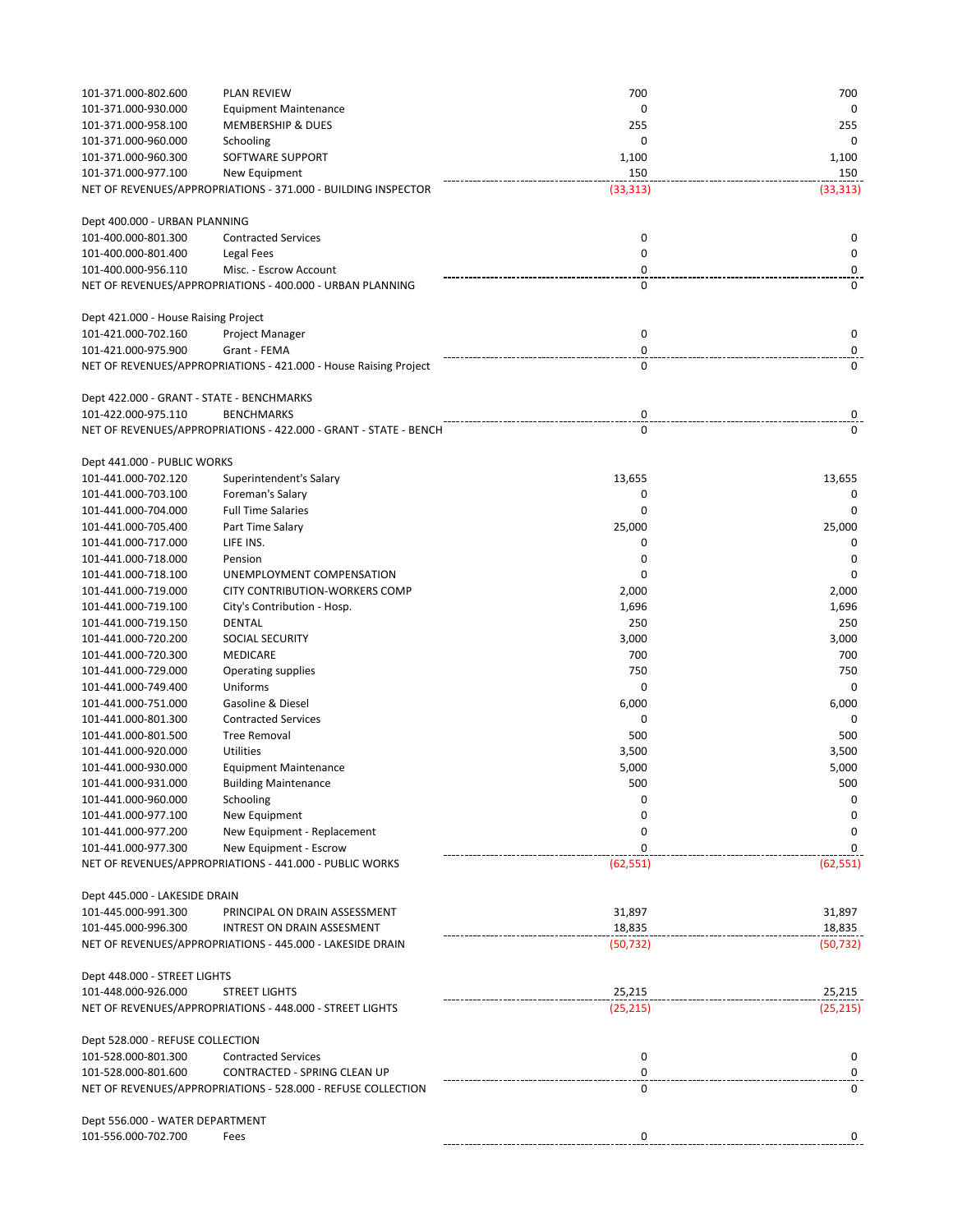| Account | Description | | |
|---|---|---|---|
| 101-371.000-802.600 | PLAN REVIEW | 700 | 700 |
| 101-371.000-930.000 | Equipment Maintenance | 0 | 0 |
| 101-371.000-958.100 | MEMBERSHIP & DUES | 255 | 255 |
| 101-371.000-960.000 | Schooling | 0 | 0 |
| 101-371.000-960.300 | SOFTWARE SUPPORT | 1,100 | 1,100 |
| 101-371.000-977.100 | New Equipment | 150 | 150 |
| NET OF REVENUES/APPROPRIATIONS - 371.000 - BUILDING INSPECTOR | | (33,313) | (33,313) |
| | | | |
| Dept 400.000 - URBAN PLANNING | | | |
| 101-400.000-801.300 | Contracted Services | 0 | 0 |
| 101-400.000-801.400 | Legal Fees | 0 | 0 |
| 101-400.000-956.110 | Misc. - Escrow Account | 0 | 0 |
| NET OF REVENUES/APPROPRIATIONS - 400.000 - URBAN PLANNING | | 0 | 0 |
| | | | |
| Dept 421.000 - House Raising Project | | | |
| 101-421.000-702.160 | Project Manager | 0 | 0 |
| 101-421.000-975.900 | Grant - FEMA | 0 | 0 |
| NET OF REVENUES/APPROPRIATIONS - 421.000 - House Raising Project | | 0 | 0 |
| | | | |
| Dept 422.000 - GRANT - STATE - BENCHMARKS | | | |
| 101-422.000-975.110 | BENCHMARKS | 0 | 0 |
| NET OF REVENUES/APPROPRIATIONS - 422.000 - GRANT - STATE - BENCH | | 0 | 0 |
| | | | |
| Dept 441.000 - PUBLIC WORKS | | | |
| 101-441.000-702.120 | Superintendent's Salary | 13,655 | 13,655 |
| 101-441.000-703.100 | Foreman's Salary | 0 | 0 |
| 101-441.000-704.000 | Full Time Salaries | 0 | 0 |
| 101-441.000-705.400 | Part Time Salary | 25,000 | 25,000 |
| 101-441.000-717.000 | LIFE INS. | 0 | 0 |
| 101-441.000-718.000 | Pension | 0 | 0 |
| 101-441.000-718.100 | UNEMPLOYMENT COMPENSATION | 0 | 0 |
| 101-441.000-719.000 | CITY CONTRIBUTION-WORKERS COMP | 2,000 | 2,000 |
| 101-441.000-719.100 | City's Contribution - Hosp. | 1,696 | 1,696 |
| 101-441.000-719.150 | DENTAL | 250 | 250 |
| 101-441.000-720.200 | SOCIAL SECURITY | 3,000 | 3,000 |
| 101-441.000-720.300 | MEDICARE | 700 | 700 |
| 101-441.000-729.000 | Operating supplies | 750 | 750 |
| 101-441.000-749.400 | Uniforms | 0 | 0 |
| 101-441.000-751.000 | Gasoline & Diesel | 6,000 | 6,000 |
| 101-441.000-801.300 | Contracted Services | 0 | 0 |
| 101-441.000-801.500 | Tree Removal | 500 | 500 |
| 101-441.000-920.000 | Utilities | 3,500 | 3,500 |
| 101-441.000-930.000 | Equipment Maintenance | 5,000 | 5,000 |
| 101-441.000-931.000 | Building Maintenance | 500 | 500 |
| 101-441.000-960.000 | Schooling | 0 | 0 |
| 101-441.000-977.100 | New Equipment | 0 | 0 |
| 101-441.000-977.200 | New Equipment - Replacement | 0 | 0 |
| 101-441.000-977.300 | New Equipment - Escrow | 0 | 0 |
| NET OF REVENUES/APPROPRIATIONS - 441.000 - PUBLIC WORKS | | (62,551) | (62,551) |
| | | | |
| Dept 445.000 - LAKESIDE DRAIN | | | |
| 101-445.000-991.300 | PRINCIPAL ON DRAIN ASSESSMENT | 31,897 | 31,897 |
| 101-445.000-996.300 | INTREST ON DRAIN ASSESMENT | 18,835 | 18,835 |
| NET OF REVENUES/APPROPRIATIONS - 445.000 - LAKESIDE DRAIN | | (50,732) | (50,732) |
| | | | |
| Dept 448.000 - STREET LIGHTS | | | |
| 101-448.000-926.000 | STREET LIGHTS | 25,215 | 25,215 |
| NET OF REVENUES/APPROPRIATIONS - 448.000 - STREET LIGHTS | | (25,215) | (25,215) |
| | | | |
| Dept 528.000 - REFUSE COLLECTION | | | |
| 101-528.000-801.300 | Contracted Services | 0 | 0 |
| 101-528.000-801.600 | CONTRACTED - SPRING CLEAN UP | 0 | 0 |
| NET OF REVENUES/APPROPRIATIONS - 528.000 - REFUSE COLLECTION | | 0 | 0 |
| | | | |
| Dept 556.000 - WATER DEPARTMENT | | | |
| 101-556.000-702.700 | Fees | 0 | 0 |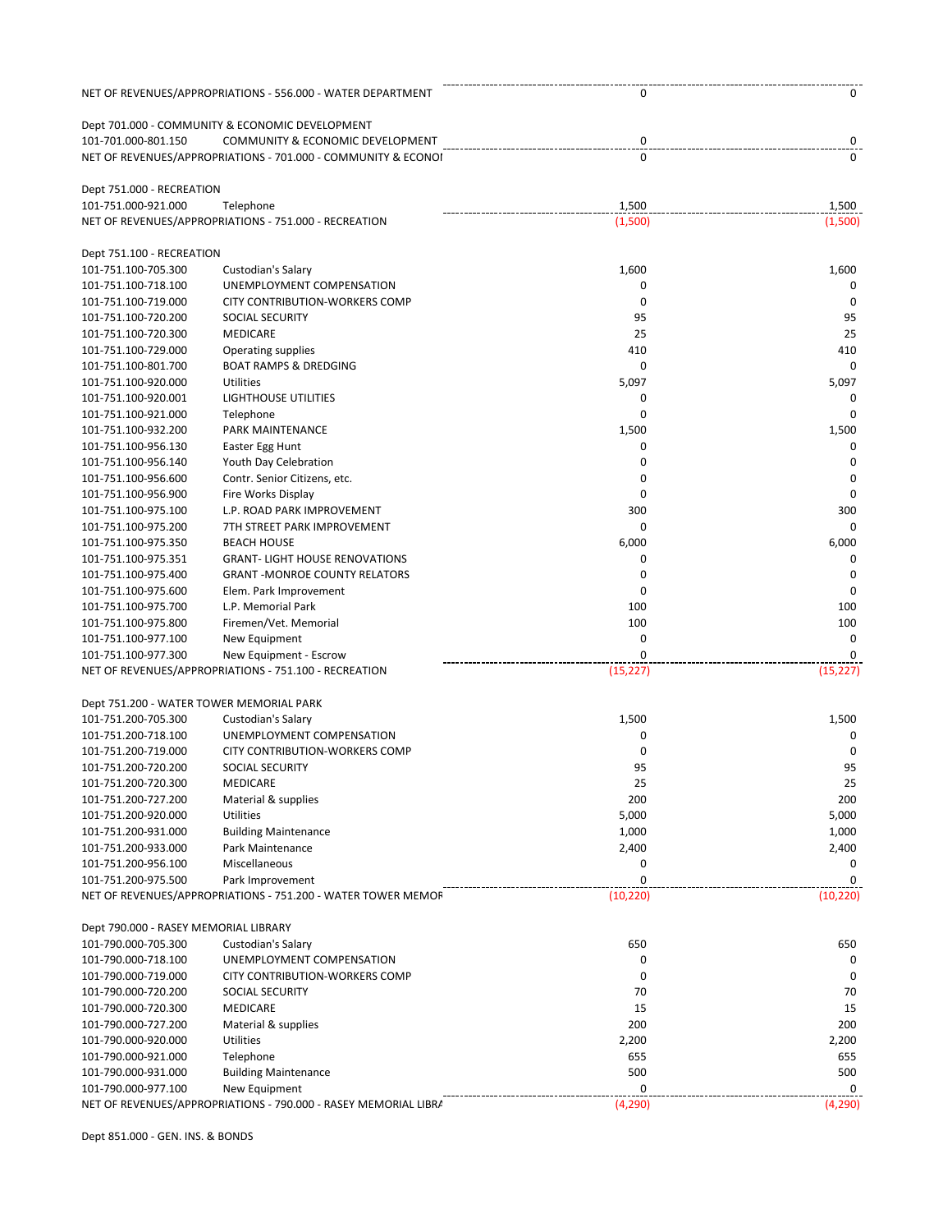| | | | |
|---|---|---|---|
| NET OF REVENUES/APPROPRIATIONS - 556.000 - WATER DEPARTMENT | | 0 | 0 |
| | | | |
| Dept 701.000 - COMMUNITY & ECONOMIC DEVELOPMENT | | | |
| 101-701.000-801.150 | COMMUNITY & ECONOMIC DEVELOPMENT | 0 | 0 |
| NET OF REVENUES/APPROPRIATIONS - 701.000 - COMMUNITY & ECONOI | | 0 | 0 |
| | | | |
| Dept 751.000 - RECREATION | | | |
| 101-751.000-921.000 | Telephone | 1,500 | 1,500 |
| NET OF REVENUES/APPROPRIATIONS - 751.000 - RECREATION | | (1,500) | (1,500) |
| | | | |
| Dept 751.100 - RECREATION | | | |
| 101-751.100-705.300 | Custodian's Salary | 1,600 | 1,600 |
| 101-751.100-718.100 | UNEMPLOYMENT COMPENSATION | 0 | 0 |
| 101-751.100-719.000 | CITY CONTRIBUTION-WORKERS COMP | 0 | 0 |
| 101-751.100-720.200 | SOCIAL SECURITY | 95 | 95 |
| 101-751.100-720.300 | MEDICARE | 25 | 25 |
| 101-751.100-729.000 | Operating supplies | 410 | 410 |
| 101-751.100-801.700 | BOAT RAMPS & DREDGING | 0 | 0 |
| 101-751.100-920.000 | Utilities | 5,097 | 5,097 |
| 101-751.100-920.001 | LIGHTHOUSE UTILITIES | 0 | 0 |
| 101-751.100-921.000 | Telephone | 0 | 0 |
| 101-751.100-932.200 | PARK MAINTENANCE | 1,500 | 1,500 |
| 101-751.100-956.130 | Easter Egg Hunt | 0 | 0 |
| 101-751.100-956.140 | Youth Day Celebration | 0 | 0 |
| 101-751.100-956.600 | Contr. Senior Citizens, etc. | 0 | 0 |
| 101-751.100-956.900 | Fire Works Display | 0 | 0 |
| 101-751.100-975.100 | L.P. ROAD PARK IMPROVEMENT | 300 | 300 |
| 101-751.100-975.200 | 7TH STREET PARK IMPROVEMENT | 0 | 0 |
| 101-751.100-975.350 | BEACH HOUSE | 6,000 | 6,000 |
| 101-751.100-975.351 | GRANT- LIGHT HOUSE RENOVATIONS | 0 | 0 |
| 101-751.100-975.400 | GRANT -MONROE COUNTY RELATORS | 0 | 0 |
| 101-751.100-975.600 | Elem. Park Improvement | 0 | 0 |
| 101-751.100-975.700 | L.P. Memorial Park | 100 | 100 |
| 101-751.100-975.800 | Firemen/Vet. Memorial | 100 | 100 |
| 101-751.100-977.100 | New Equipment | 0 | 0 |
| 101-751.100-977.300 | New Equipment - Escrow | 0 | 0 |
| NET OF REVENUES/APPROPRIATIONS - 751.100 - RECREATION | | (15,227) | (15,227) |
| | | | |
| Dept 751.200 - WATER TOWER MEMORIAL PARK | | | |
| 101-751.200-705.300 | Custodian's Salary | 1,500 | 1,500 |
| 101-751.200-718.100 | UNEMPLOYMENT COMPENSATION | 0 | 0 |
| 101-751.200-719.000 | CITY CONTRIBUTION-WORKERS COMP | 0 | 0 |
| 101-751.200-720.200 | SOCIAL SECURITY | 95 | 95 |
| 101-751.200-720.300 | MEDICARE | 25 | 25 |
| 101-751.200-727.200 | Material & supplies | 200 | 200 |
| 101-751.200-920.000 | Utilities | 5,000 | 5,000 |
| 101-751.200-931.000 | Building Maintenance | 1,000 | 1,000 |
| 101-751.200-933.000 | Park Maintenance | 2,400 | 2,400 |
| 101-751.200-956.100 | Miscellaneous | 0 | 0 |
| 101-751.200-975.500 | Park Improvement | 0 | 0 |
| NET OF REVENUES/APPROPRIATIONS - 751.200 - WATER TOWER MEMOF | | (10,220) | (10,220) |
| | | | |
| Dept 790.000 - RASEY MEMORIAL LIBRARY | | | |
| 101-790.000-705.300 | Custodian's Salary | 650 | 650 |
| 101-790.000-718.100 | UNEMPLOYMENT COMPENSATION | 0 | 0 |
| 101-790.000-719.000 | CITY CONTRIBUTION-WORKERS COMP | 0 | 0 |
| 101-790.000-720.200 | SOCIAL SECURITY | 70 | 70 |
| 101-790.000-720.300 | MEDICARE | 15 | 15 |
| 101-790.000-727.200 | Material & supplies | 200 | 200 |
| 101-790.000-920.000 | Utilities | 2,200 | 2,200 |
| 101-790.000-921.000 | Telephone | 655 | 655 |
| 101-790.000-931.000 | Building Maintenance | 500 | 500 |
| 101-790.000-977.100 | New Equipment | 0 | 0 |
| NET OF REVENUES/APPROPRIATIONS - 790.000 - RASEY MEMORIAL LIBRA | | (4,290) | (4,290) |
| | | | |
| Dept 851.000 - GEN. INS. & BONDS | | | |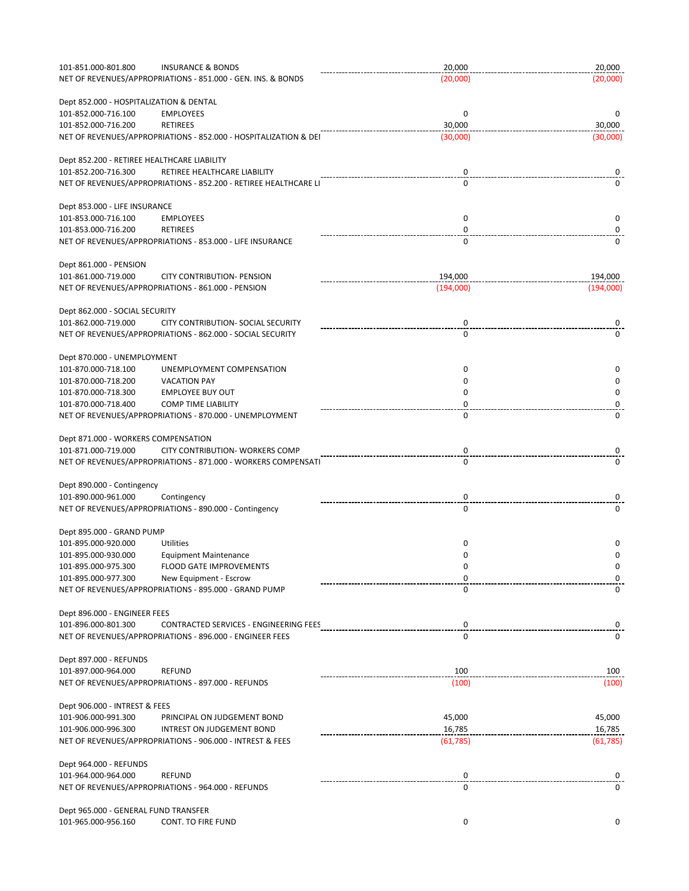| Account | Description | | |
|---|---|---|---|
| 101-851.000-801.800 | INSURANCE & BONDS | 20,000 | 20,000 |
| NET OF REVENUES/APPROPRIATIONS - 851.000 - GEN. INS. & BONDS | | (20,000) | (20,000) |
| | | | |
| Dept 852.000 - HOSPITALIZATION & DENTAL | | | |
| 101-852.000-716.100 | EMPLOYEES | 0 | 0 |
| 101-852.000-716.200 | RETIREES | 30,000 | 30,000 |
| NET OF REVENUES/APPROPRIATIONS - 852.000 - HOSPITALIZATION & DEI | | (30,000) | (30,000) |
| | | | |
| Dept 852.200 - RETIREE HEALTHCARE LIABILITY | | | |
| 101-852.200-716.300 | RETIREE HEALTHCARE LIABILITY | 0 | 0 |
| NET OF REVENUES/APPROPRIATIONS - 852.200 - RETIREE HEALTHCARE LI | | 0 | 0 |
| | | | |
| Dept 853.000 - LIFE INSURANCE | | | |
| 101-853.000-716.100 | EMPLOYEES | 0 | 0 |
| 101-853.000-716.200 | RETIREES | 0 | 0 |
| NET OF REVENUES/APPROPRIATIONS - 853.000 - LIFE INSURANCE | | 0 | 0 |
| | | | |
| Dept 861.000 - PENSION | | | |
| 101-861.000-719.000 | CITY CONTRIBUTION- PENSION | 194,000 | 194,000 |
| NET OF REVENUES/APPROPRIATIONS - 861.000 - PENSION | | (194,000) | (194,000) |
| | | | |
| Dept 862.000 - SOCIAL SECURITY | | | |
| 101-862.000-719.000 | CITY CONTRIBUTION- SOCIAL SECURITY | 0 | 0 |
| NET OF REVENUES/APPROPRIATIONS - 862.000 - SOCIAL SECURITY | | 0 | 0 |
| | | | |
| Dept 870.000 - UNEMPLOYMENT | | | |
| 101-870.000-718.100 | UNEMPLOYMENT COMPENSATION | 0 | 0 |
| 101-870.000-718.200 | VACATION PAY | 0 | 0 |
| 101-870.000-718.300 | EMPLOYEE BUY OUT | 0 | 0 |
| 101-870.000-718.400 | COMP TIME LIABILITY | 0 | 0 |
| NET OF REVENUES/APPROPRIATIONS - 870.000 - UNEMPLOYMENT | | 0 | 0 |
| | | | |
| Dept 871.000 - WORKERS COMPENSATION | | | |
| 101-871.000-719.000 | CITY CONTRIBUTION- WORKERS COMP | 0 | 0 |
| NET OF REVENUES/APPROPRIATIONS - 871.000 - WORKERS COMPENSATI | | 0 | 0 |
| | | | |
| Dept 890.000 - Contingency | | | |
| 101-890.000-961.000 | Contingency | 0 | 0 |
| NET OF REVENUES/APPROPRIATIONS - 890.000 - Contingency | | 0 | 0 |
| | | | |
| Dept 895.000 - GRAND PUMP | | | |
| 101-895.000-920.000 | Utilities | 0 | 0 |
| 101-895.000-930.000 | Equipment Maintenance | 0 | 0 |
| 101-895.000-975.300 | FLOOD GATE IMPROVEMENTS | 0 | 0 |
| 101-895.000-977.300 | New Equipment - Escrow | 0 | 0 |
| NET OF REVENUES/APPROPRIATIONS - 895.000 - GRAND PUMP | | 0 | 0 |
| | | | |
| Dept 896.000 - ENGINEER FEES | | | |
| 101-896.000-801.300 | CONTRACTED SERVICES - ENGINEERING FEES | 0 | 0 |
| NET OF REVENUES/APPROPRIATIONS - 896.000 - ENGINEER FEES | | 0 | 0 |
| | | | |
| Dept 897.000 - REFUNDS | | | |
| 101-897.000-964.000 | REFUND | 100 | 100 |
| NET OF REVENUES/APPROPRIATIONS - 897.000 - REFUNDS | | (100) | (100) |
| | | | |
| Dept 906.000 - INTREST & FEES | | | |
| 101-906.000-991.300 | PRINCIPAL ON JUDGEMENT BOND | 45,000 | 45,000 |
| 101-906.000-996.300 | INTREST ON JUDGEMENT BOND | 16,785 | 16,785 |
| NET OF REVENUES/APPROPRIATIONS - 906.000 - INTREST & FEES | | (61,785) | (61,785) |
| | | | |
| Dept 964.000 - REFUNDS | | | |
| 101-964.000-964.000 | REFUND | 0 | 0 |
| NET OF REVENUES/APPROPRIATIONS - 964.000 - REFUNDS | | 0 | 0 |
| | | | |
| Dept 965.000 - GENERAL FUND TRANSFER | | | |
| 101-965.000-956.160 | CONT. TO FIRE FUND | 0 | 0 |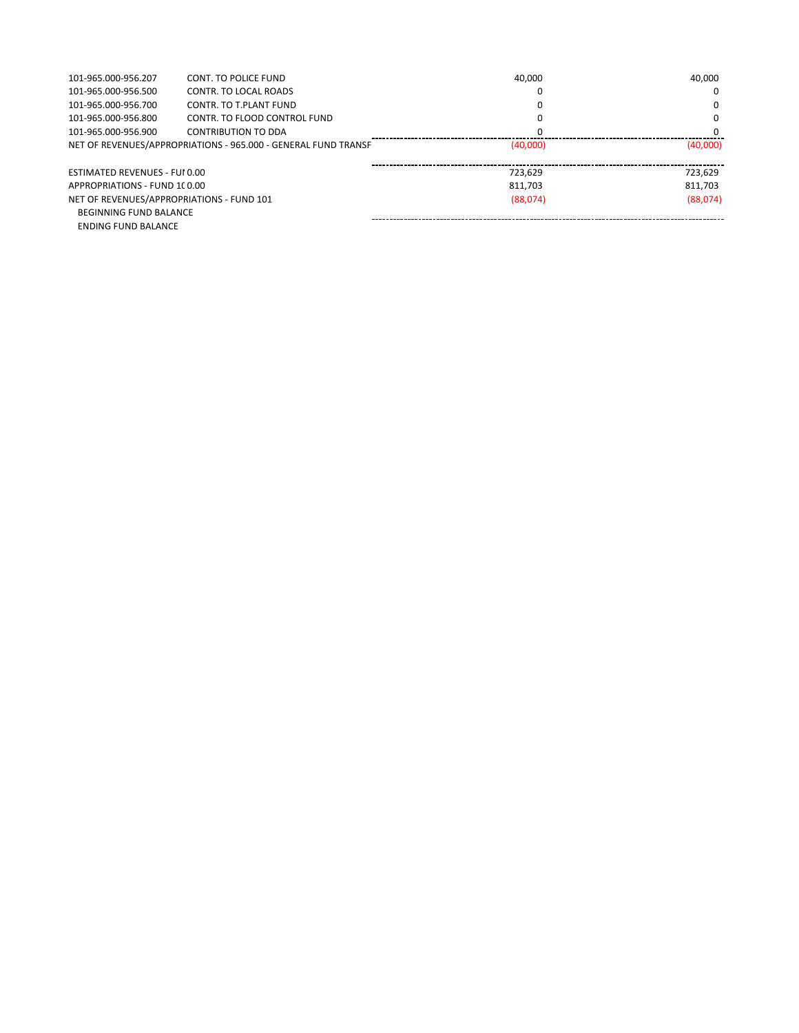| | | | |
|---|---|---|---|
| 101-965.000-956.207 | CONT. TO POLICE FUND | 40,000 | 40,000 |
| 101-965.000-956.500 | CONTR. TO LOCAL ROADS | 0 | 0 |
| 101-965.000-956.700 | CONTR. TO T.PLANT FUND | 0 | 0 |
| 101-965.000-956.800 | CONTR. TO FLOOD CONTROL FUND | 0 | 0 |
| 101-965.000-956.900 | CONTRIBUTION TO DDA | 0 | 0 |
| NET OF REVENUES/APPROPRIATIONS - 965.000 - GENERAL FUND TRANSF | | (40,000) | (40,000) |
| | | | |
| ESTIMATED REVENUES - FUI 0.00 | | 723,629 | 723,629 |
| APPROPRIATIONS - FUND 1( 0.00 | | 811,703 | 811,703 |
| NET OF REVENUES/APPROPRIATIONS - FUND 101 | | (88,074) | (88,074) |
| BEGINNING FUND BALANCE | | | |
| ENDING FUND BALANCE | | | |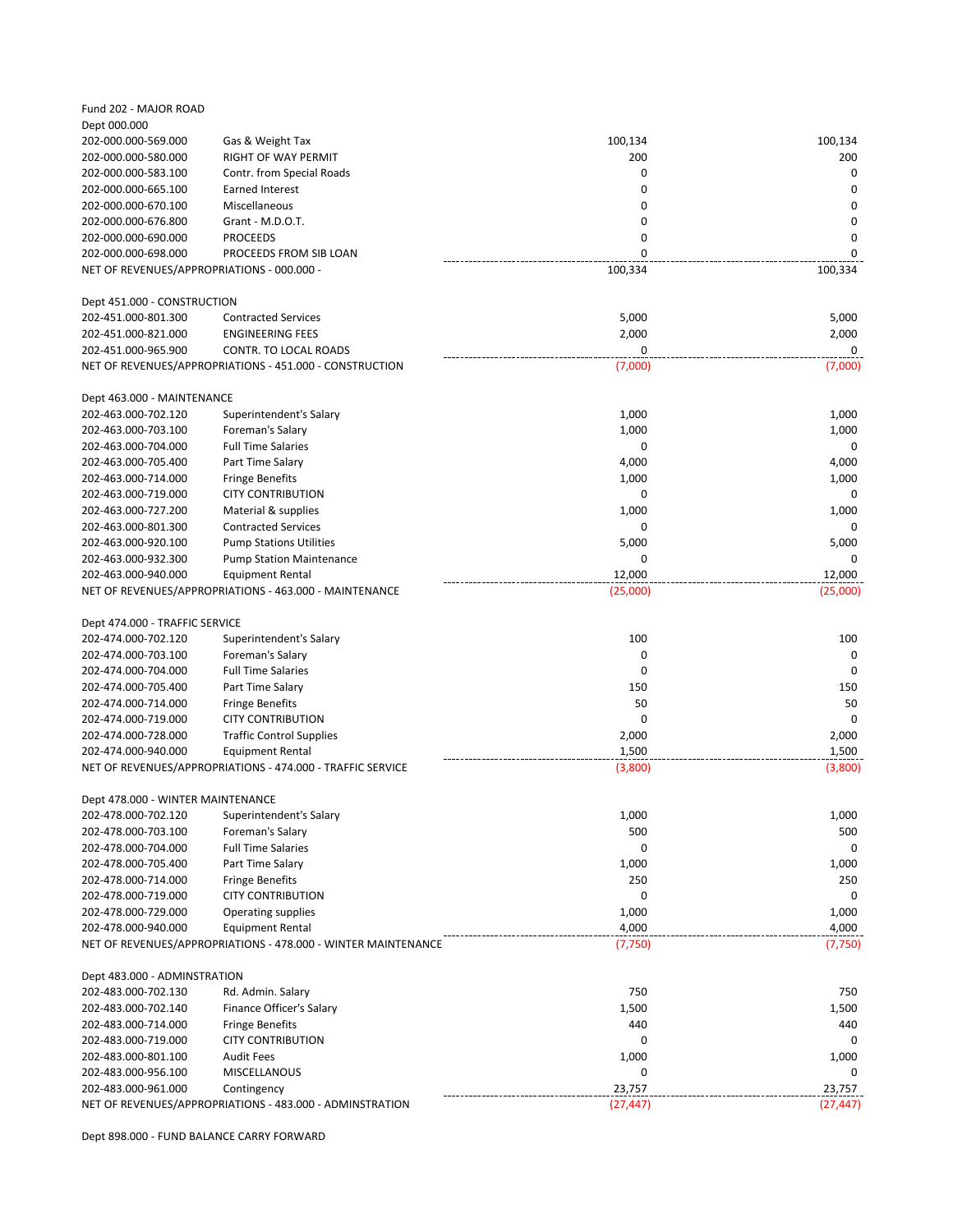Fund 202 - MAJOR ROAD

Dept 000.000

| Account | Description | | |
|---|---|---|---|
| 202-000.000-569.000 | Gas & Weight Tax | 100,134 | 100,134 |
| 202-000.000-580.000 | RIGHT OF WAY PERMIT | 200 | 200 |
| 202-000.000-583.100 | Contr. from Special Roads | 0 | 0 |
| 202-000.000-665.100 | Earned Interest | 0 | 0 |
| 202-000.000-670.100 | Miscellaneous | 0 | 0 |
| 202-000.000-676.800 | Grant - M.D.O.T. | 0 | 0 |
| 202-000.000-690.000 | PROCEEDS | 0 | 0 |
| 202-000.000-698.000 | PROCEEDS FROM SIB LOAN | 0 | 0 |
| NET OF REVENUES/APPROPRIATIONS - 000.000 - | | 100,334 | 100,334 |

Dept 451.000 - CONSTRUCTION

| Account | Description | | |
|---|---|---|---|
| 202-451.000-801.300 | Contracted Services | 5,000 | 5,000 |
| 202-451.000-821.000 | ENGINEERING FEES | 2,000 | 2,000 |
| 202-451.000-965.900 | CONTR. TO LOCAL ROADS | 0 | 0 |
| NET OF REVENUES/APPROPRIATIONS - 451.000 - CONSTRUCTION | | (7,000) | (7,000) |

Dept 463.000 - MAINTENANCE

| Account | Description | | |
|---|---|---|---|
| 202-463.000-702.120 | Superintendent's Salary | 1,000 | 1,000 |
| 202-463.000-703.100 | Foreman's Salary | 1,000 | 1,000 |
| 202-463.000-704.000 | Full Time Salaries | 0 | 0 |
| 202-463.000-705.400 | Part Time Salary | 4,000 | 4,000 |
| 202-463.000-714.000 | Fringe Benefits | 1,000 | 1,000 |
| 202-463.000-719.000 | CITY CONTRIBUTION | 0 | 0 |
| 202-463.000-727.200 | Material & supplies | 1,000 | 1,000 |
| 202-463.000-801.300 | Contracted Services | 0 | 0 |
| 202-463.000-920.100 | Pump Stations Utilities | 5,000 | 5,000 |
| 202-463.000-932.300 | Pump Station Maintenance | 0 | 0 |
| 202-463.000-940.000 | Equipment Rental | 12,000 | 12,000 |
| NET OF REVENUES/APPROPRIATIONS - 463.000 - MAINTENANCE | | (25,000) | (25,000) |

Dept 474.000 - TRAFFIC SERVICE

| Account | Description | | |
|---|---|---|---|
| 202-474.000-702.120 | Superintendent's Salary | 100 | 100 |
| 202-474.000-703.100 | Foreman's Salary | 0 | 0 |
| 202-474.000-704.000 | Full Time Salaries | 0 | 0 |
| 202-474.000-705.400 | Part Time Salary | 150 | 150 |
| 202-474.000-714.000 | Fringe Benefits | 50 | 50 |
| 202-474.000-719.000 | CITY CONTRIBUTION | 0 | 0 |
| 202-474.000-728.000 | Traffic Control Supplies | 2,000 | 2,000 |
| 202-474.000-940.000 | Equipment Rental | 1,500 | 1,500 |
| NET OF REVENUES/APPROPRIATIONS - 474.000 - TRAFFIC SERVICE | | (3,800) | (3,800) |

Dept 478.000 - WINTER MAINTENANCE

| Account | Description | | |
|---|---|---|---|
| 202-478.000-702.120 | Superintendent's Salary | 1,000 | 1,000 |
| 202-478.000-703.100 | Foreman's Salary | 500 | 500 |
| 202-478.000-704.000 | Full Time Salaries | 0 | 0 |
| 202-478.000-705.400 | Part Time Salary | 1,000 | 1,000 |
| 202-478.000-714.000 | Fringe Benefits | 250 | 250 |
| 202-478.000-719.000 | CITY CONTRIBUTION | 0 | 0 |
| 202-478.000-729.000 | Operating supplies | 1,000 | 1,000 |
| 202-478.000-940.000 | Equipment Rental | 4,000 | 4,000 |
| NET OF REVENUES/APPROPRIATIONS - 478.000 - WINTER MAINTENANCE | | (7,750) | (7,750) |

Dept 483.000 - ADMINSTRATION

| Account | Description | | |
|---|---|---|---|
| 202-483.000-702.130 | Rd. Admin. Salary | 750 | 750 |
| 202-483.000-702.140 | Finance Officer's Salary | 1,500 | 1,500 |
| 202-483.000-714.000 | Fringe Benefits | 440 | 440 |
| 202-483.000-719.000 | CITY CONTRIBUTION | 0 | 0 |
| 202-483.000-801.100 | Audit Fees | 1,000 | 1,000 |
| 202-483.000-956.100 | MISCELLANOUS | 0 | 0 |
| 202-483.000-961.000 | Contingency | 23,757 | 23,757 |
| NET OF REVENUES/APPROPRIATIONS - 483.000 - ADMINSTRATION | | (27,447) | (27,447) |

Dept 898.000 - FUND BALANCE CARRY FORWARD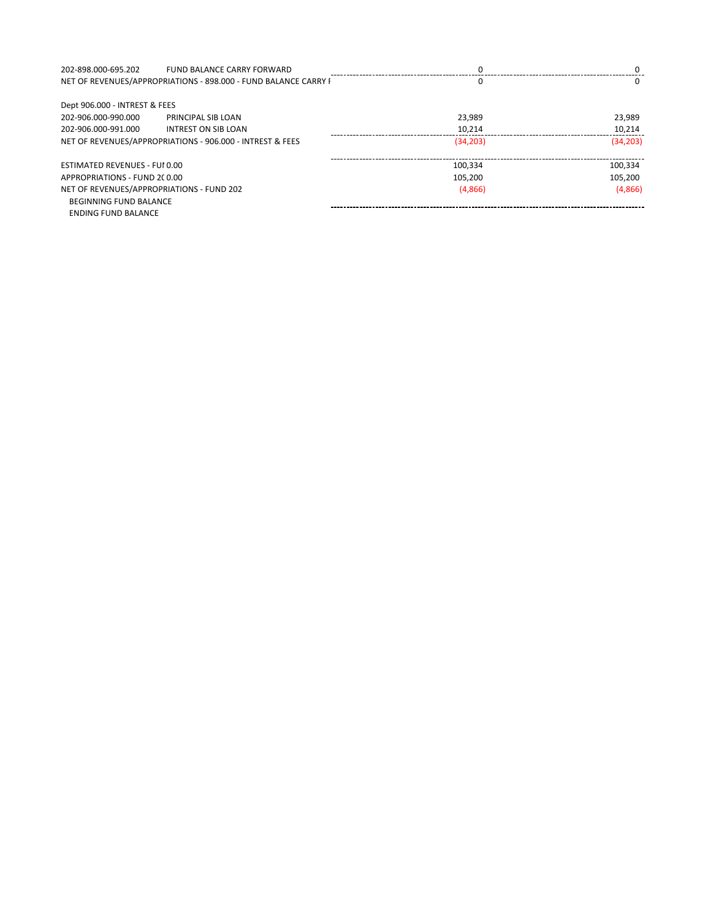| | | | |
|---|---|---|---|
| 202-898.000-695.202 | FUND BALANCE CARRY FORWARD | 0 | 0 |
| NET OF REVENUES/APPROPRIATIONS - 898.000 - FUND BALANCE CARRY F | | 0 | 0 |
| | | | |
| Dept 906.000 - INTREST & FEES | | | |
| 202-906.000-990.000 | PRINCIPAL SIB LOAN | 23,989 | 23,989 |
| 202-906.000-991.000 | INTREST ON SIB LOAN | 10,214 | 10,214 |
| NET OF REVENUES/APPROPRIATIONS - 906.000 - INTREST & FEES | | (34,203) | (34,203) |
| | | | |
| ESTIMATED REVENUES - FUI 0.00 | | 100,334 | 100,334 |
| APPROPRIATIONS - FUND 2( 0.00 | | 105,200 | 105,200 |
| NET OF REVENUES/APPROPRIATIONS - FUND 202 | | (4,866) | (4,866) |
| BEGINNING FUND BALANCE | | | |
| ENDING FUND BALANCE | | | |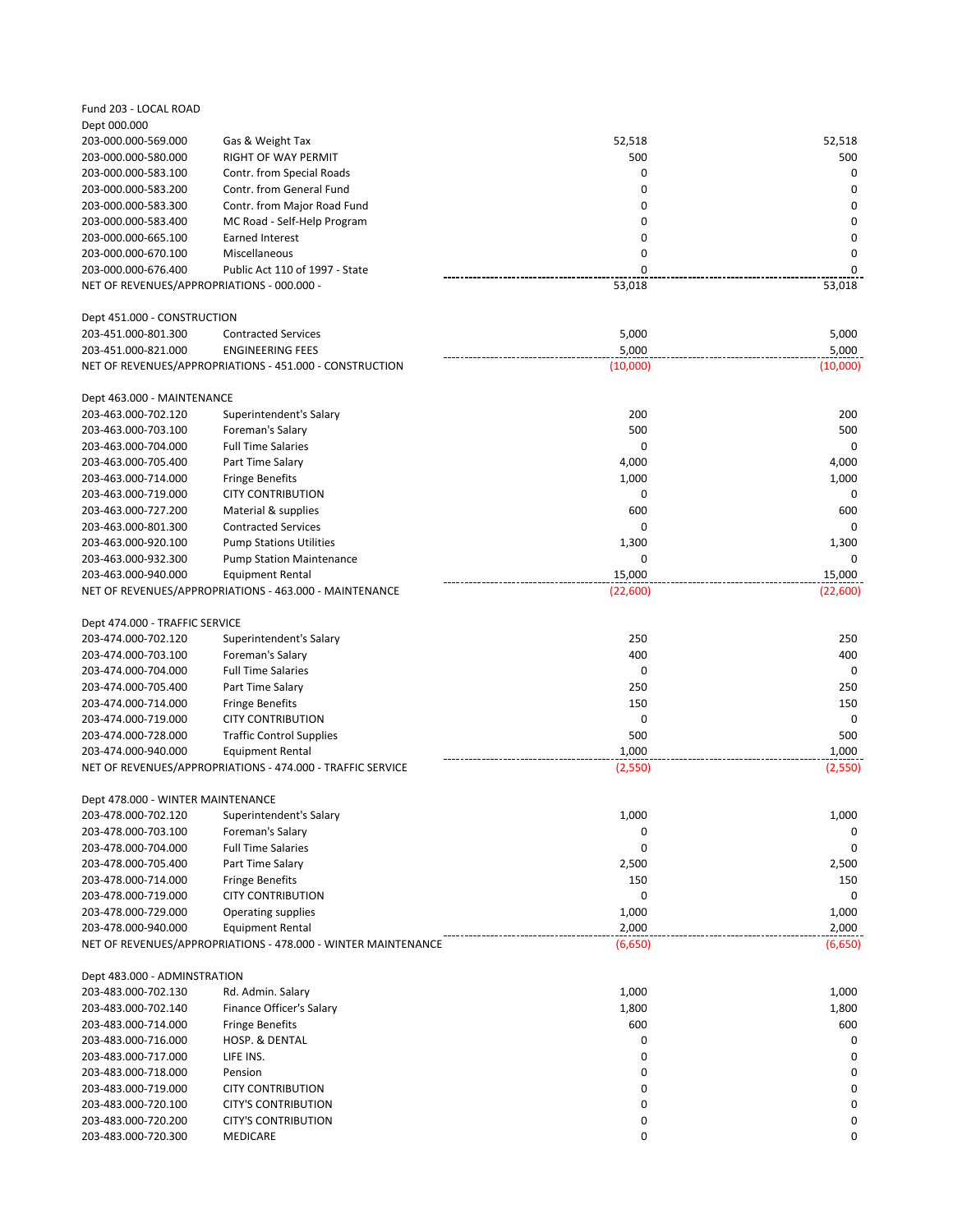Fund 203 - LOCAL ROAD

Dept 000.000

| Account | Description | | |
|---|---|---|---|
| 203-000.000-569.000 | Gas & Weight Tax | 52,518 | 52,518 |
| 203-000.000-580.000 | RIGHT OF WAY PERMIT | 500 | 500 |
| 203-000.000-583.100 | Contr. from Special Roads | 0 | 0 |
| 203-000.000-583.200 | Contr. from General Fund | 0 | 0 |
| 203-000.000-583.300 | Contr. from Major Road Fund | 0 | 0 |
| 203-000.000-583.400 | MC Road - Self-Help Program | 0 | 0 |
| 203-000.000-665.100 | Earned Interest | 0 | 0 |
| 203-000.000-670.100 | Miscellaneous | 0 | 0 |
| 203-000.000-676.400 | Public Act 110 of 1997 - State | 0 | 0 |
| NET OF REVENUES/APPROPRIATIONS - 000.000 - | | 53,018 | 53,018 |

Dept 451.000 - CONSTRUCTION

| Account | Description | | |
|---|---|---|---|
| 203-451.000-801.300 | Contracted Services | 5,000 | 5,000 |
| 203-451.000-821.000 | ENGINEERING FEES | 5,000 | 5,000 |
| NET OF REVENUES/APPROPRIATIONS - 451.000 - CONSTRUCTION | | (10,000) | (10,000) |

Dept 463.000 - MAINTENANCE

| Account | Description | | |
|---|---|---|---|
| 203-463.000-702.120 | Superintendent's Salary | 200 | 200 |
| 203-463.000-703.100 | Foreman's Salary | 500 | 500 |
| 203-463.000-704.000 | Full Time Salaries | 0 | 0 |
| 203-463.000-705.400 | Part Time Salary | 4,000 | 4,000 |
| 203-463.000-714.000 | Fringe Benefits | 1,000 | 1,000 |
| 203-463.000-719.000 | CITY CONTRIBUTION | 0 | 0 |
| 203-463.000-727.200 | Material & supplies | 600 | 600 |
| 203-463.000-801.300 | Contracted Services | 0 | 0 |
| 203-463.000-920.100 | Pump Stations Utilities | 1,300 | 1,300 |
| 203-463.000-932.300 | Pump Station Maintenance | 0 | 0 |
| 203-463.000-940.000 | Equipment Rental | 15,000 | 15,000 |
| NET OF REVENUES/APPROPRIATIONS - 463.000 - MAINTENANCE | | (22,600) | (22,600) |

Dept 474.000 - TRAFFIC SERVICE

| Account | Description | | |
|---|---|---|---|
| 203-474.000-702.120 | Superintendent's Salary | 250 | 250 |
| 203-474.000-703.100 | Foreman's Salary | 400 | 400 |
| 203-474.000-704.000 | Full Time Salaries | 0 | 0 |
| 203-474.000-705.400 | Part Time Salary | 250 | 250 |
| 203-474.000-714.000 | Fringe Benefits | 150 | 150 |
| 203-474.000-719.000 | CITY CONTRIBUTION | 0 | 0 |
| 203-474.000-728.000 | Traffic Control Supplies | 500 | 500 |
| 203-474.000-940.000 | Equipment Rental | 1,000 | 1,000 |
| NET OF REVENUES/APPROPRIATIONS - 474.000 - TRAFFIC SERVICE | | (2,550) | (2,550) |

Dept 478.000 - WINTER MAINTENANCE

| Account | Description | | |
|---|---|---|---|
| 203-478.000-702.120 | Superintendent's Salary | 1,000 | 1,000 |
| 203-478.000-703.100 | Foreman's Salary | 0 | 0 |
| 203-478.000-704.000 | Full Time Salaries | 0 | 0 |
| 203-478.000-705.400 | Part Time Salary | 2,500 | 2,500 |
| 203-478.000-714.000 | Fringe Benefits | 150 | 150 |
| 203-478.000-719.000 | CITY CONTRIBUTION | 0 | 0 |
| 203-478.000-729.000 | Operating supplies | 1,000 | 1,000 |
| 203-478.000-940.000 | Equipment Rental | 2,000 | 2,000 |
| NET OF REVENUES/APPROPRIATIONS - 478.000 - WINTER MAINTENANCE | | (6,650) | (6,650) |

Dept 483.000 - ADMINSTRATION

| Account | Description | | |
|---|---|---|---|
| 203-483.000-702.130 | Rd. Admin. Salary | 1,000 | 1,000 |
| 203-483.000-702.140 | Finance Officer's Salary | 1,800 | 1,800 |
| 203-483.000-714.000 | Fringe Benefits | 600 | 600 |
| 203-483.000-716.000 | HOSP. & DENTAL | 0 | 0 |
| 203-483.000-717.000 | LIFE INS. | 0 | 0 |
| 203-483.000-718.000 | Pension | 0 | 0 |
| 203-483.000-719.000 | CITY CONTRIBUTION | 0 | 0 |
| 203-483.000-720.100 | CITY'S CONTRIBUTION | 0 | 0 |
| 203-483.000-720.200 | CITY'S CONTRIBUTION | 0 | 0 |
| 203-483.000-720.300 | MEDICARE | 0 | 0 |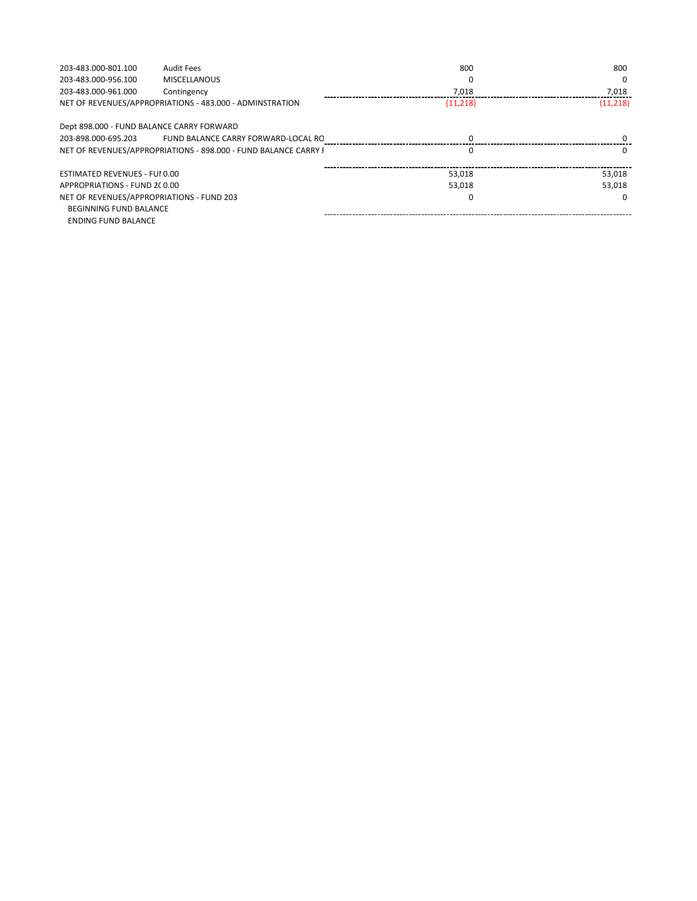| | | | |
|---|---|---|---|
| 203-483.000-801.100 | Audit Fees | 800 | 800 |
| 203-483.000-956.100 | MISCELLANOUS | 0 | 0 |
| 203-483.000-961.000 | Contingency | 7,018 | 7,018 |
| NET OF REVENUES/APPROPRIATIONS - 483.000 - ADMINSTRATION | | (11,218) | (11,218) |
| | | | |
| Dept 898.000 - FUND BALANCE CARRY FORWARD | | | |
| 203-898.000-695.203 | FUND BALANCE CARRY FORWARD-LOCAL RO | 0 | 0 |
| NET OF REVENUES/APPROPRIATIONS - 898.000 - FUND BALANCE CARRY F | | 0 | 0 |
| | | | |
| ESTIMATED REVENUES - FUI 0.00 | | 53,018 | 53,018 |
| APPROPRIATIONS - FUND 2( 0.00 | | 53,018 | 53,018 |
| NET OF REVENUES/APPROPRIATIONS - FUND 203 | | 0 | 0 |
| BEGINNING FUND BALANCE | | | |
| ENDING FUND BALANCE | | | |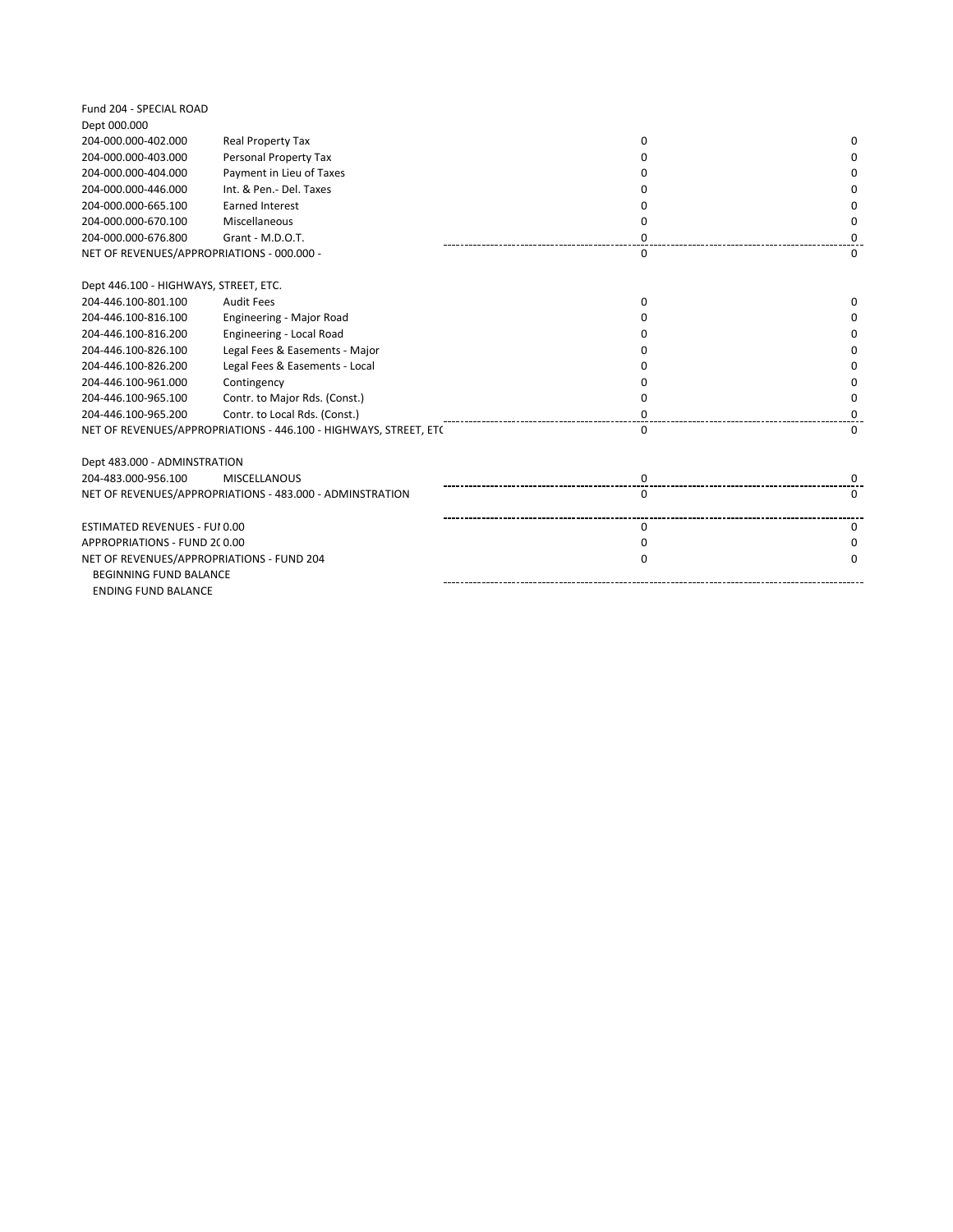Fund 204 - SPECIAL ROAD

Dept 000.000

| Account | Description | | |
|---|---|---|---|
| 204-000.000-402.000 | Real Property Tax | 0 | 0 |
| 204-000.000-403.000 | Personal Property Tax | 0 | 0 |
| 204-000.000-404.000 | Payment in Lieu of Taxes | 0 | 0 |
| 204-000.000-446.000 | Int. & Pen.- Del. Taxes | 0 | 0 |
| 204-000.000-665.100 | Earned Interest | 0 | 0 |
| 204-000.000-670.100 | Miscellaneous | 0 | 0 |
| 204-000.000-676.800 | Grant - M.D.O.T. | 0 | 0 |
| NET OF REVENUES/APPROPRIATIONS - 000.000 - | | 0 | 0 |

Dept 446.100 - HIGHWAYS, STREET, ETC.

| Account | Description | | |
|---|---|---|---|
| 204-446.100-801.100 | Audit Fees | 0 | 0 |
| 204-446.100-816.100 | Engineering - Major Road | 0 | 0 |
| 204-446.100-816.200 | Engineering - Local Road | 0 | 0 |
| 204-446.100-826.100 | Legal Fees & Easements - Major | 0 | 0 |
| 204-446.100-826.200 | Legal Fees & Easements - Local | 0 | 0 |
| 204-446.100-961.000 | Contingency | 0 | 0 |
| 204-446.100-965.100 | Contr. to Major Rds. (Const.) | 0 | 0 |
| 204-446.100-965.200 | Contr. to Local Rds. (Const.) | 0 | 0 |
| NET OF REVENUES/APPROPRIATIONS - 446.100 - HIGHWAYS, STREET, ETC | | 0 | 0 |

Dept 483.000 - ADMINSTRATION

| Account | Description | | |
|---|---|---|---|
| 204-483.000-956.100 | MISCELLANOUS | 0 | 0 |
| NET OF REVENUES/APPROPRIATIONS - 483.000 - ADMINSTRATION | | 0 | 0 |

| | | |
|---|---|---|
| ESTIMATED REVENUES - FUI 0.00 | 0 | 0 |
| APPROPRIATIONS - FUND 2( 0.00 | 0 | 0 |
| NET OF REVENUES/APPROPRIATIONS - FUND 204 | 0 | 0 |
| BEGINNING FUND BALANCE | | |
| ENDING FUND BALANCE | | |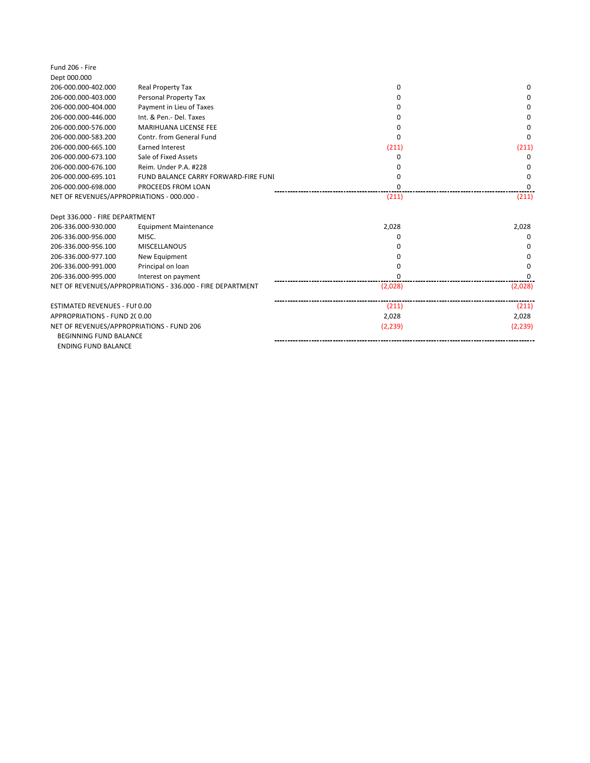Fund 206 - Fire

Dept 000.000

| Account | Description | | |
|---|---|---|---|
| 206-000.000-402.000 | Real Property Tax | 0 | 0 |
| 206-000.000-403.000 | Personal Property Tax | 0 | 0 |
| 206-000.000-404.000 | Payment in Lieu of Taxes | 0 | 0 |
| 206-000.000-446.000 | Int. & Pen.- Del. Taxes | 0 | 0 |
| 206-000.000-576.000 | MARIHUANA LICENSE FEE | 0 | 0 |
| 206-000.000-583.200 | Contr. from General Fund | 0 | 0 |
| 206-000.000-665.100 | Earned Interest | (211) | (211) |
| 206-000.000-673.100 | Sale of Fixed Assets | 0 | 0 |
| 206-000.000-676.100 | Reim. Under P.A. #228 | 0 | 0 |
| 206-000.000-695.101 | FUND BALANCE CARRY FORWARD-FIRE FUNI | 0 | 0 |
| 206-000.000-698.000 | PROCEEDS FROM LOAN | 0 | 0 |
| NET OF REVENUES/APPROPRIATIONS - 000.000 - | | (211) | (211) |

Dept 336.000 - FIRE DEPARTMENT

| Account | Description | | |
|---|---|---|---|
| 206-336.000-930.000 | Equipment Maintenance | 2,028 | 2,028 |
| 206-336.000-956.000 | MISC. | 0 | 0 |
| 206-336.000-956.100 | MISCELLANOUS | 0 | 0 |
| 206-336.000-977.100 | New Equipment | 0 | 0 |
| 206-336.000-991.000 | Principal on loan | 0 | 0 |
| 206-336.000-995.000 | Interest on payment | 0 | 0 |
| NET OF REVENUES/APPROPRIATIONS - 336.000 - FIRE DEPARTMENT | | (2,028) | (2,028) |

| | | |
|---|---|---|
| ESTIMATED REVENUES - FUI 0.00 | (211) | (211) |
| APPROPRIATIONS - FUND 2( 0.00 | 2,028 | 2,028 |
| NET OF REVENUES/APPROPRIATIONS - FUND 206 | (2,239) | (2,239) |
| BEGINNING FUND BALANCE | | |
| ENDING FUND BALANCE | | |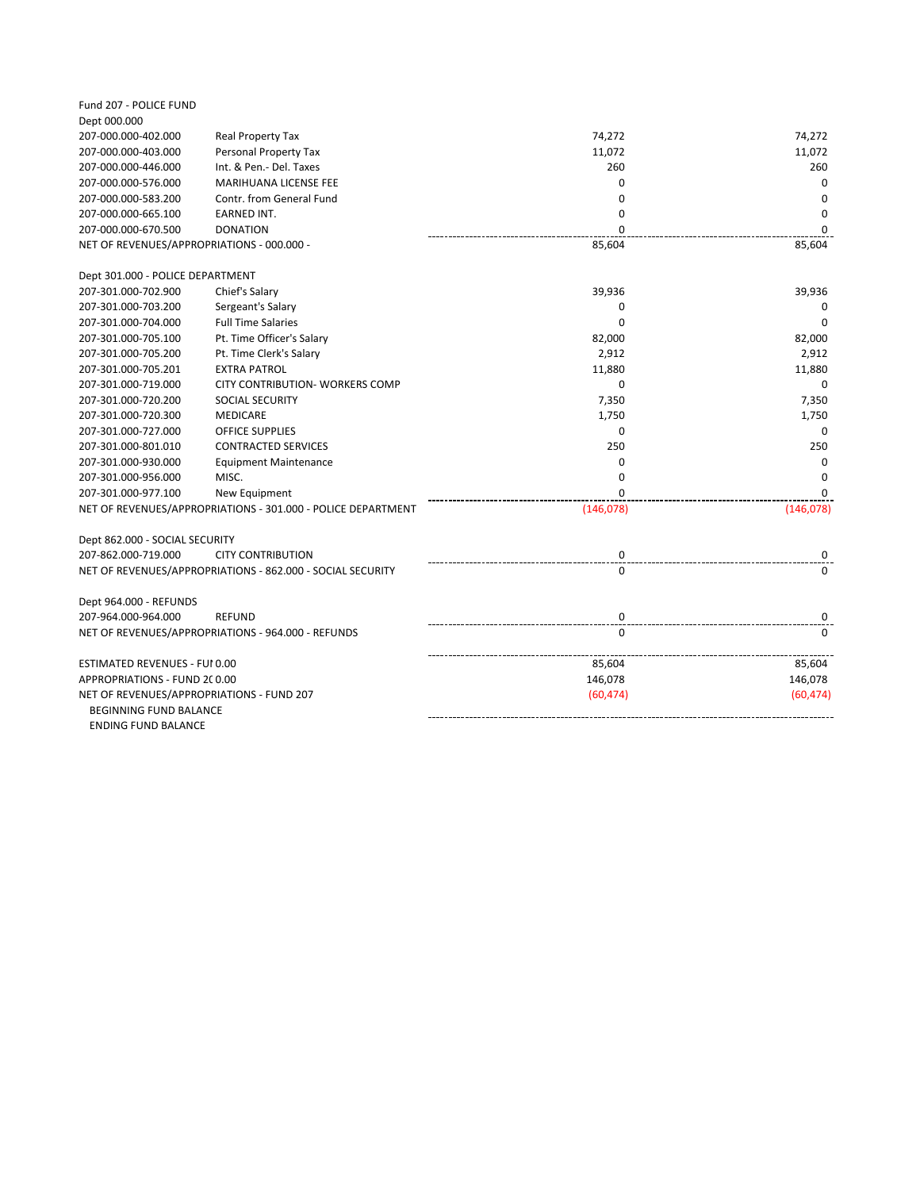Fund 207 - POLICE FUND

| Account | Description | | |
|---|---|---|---|
| Dept 000.000 | | | |
| 207-000.000-402.000 | Real Property Tax | 74,272 | 74,272 |
| 207-000.000-403.000 | Personal Property Tax | 11,072 | 11,072 |
| 207-000.000-446.000 | Int. & Pen.- Del. Taxes | 260 | 260 |
| 207-000.000-576.000 | MARIHUANA LICENSE FEE | 0 | 0 |
| 207-000.000-583.200 | Contr. from General Fund | 0 | 0 |
| 207-000.000-665.100 | EARNED INT. | 0 | 0 |
| 207-000.000-670.500 | DONATION | 0 | 0 |
| NET OF REVENUES/APPROPRIATIONS - 000.000 - | | 85,604 | 85,604 |
| | | | |
| Dept 301.000 - POLICE DEPARTMENT | | | |
| 207-301.000-702.900 | Chief's Salary | 39,936 | 39,936 |
| 207-301.000-703.200 | Sergeant's Salary | 0 | 0 |
| 207-301.000-704.000 | Full Time Salaries | 0 | 0 |
| 207-301.000-705.100 | Pt. Time Officer's Salary | 82,000 | 82,000 |
| 207-301.000-705.200 | Pt. Time Clerk's Salary | 2,912 | 2,912 |
| 207-301.000-705.201 | EXTRA PATROL | 11,880 | 11,880 |
| 207-301.000-719.000 | CITY CONTRIBUTION- WORKERS COMP | 0 | 0 |
| 207-301.000-720.200 | SOCIAL SECURITY | 7,350 | 7,350 |
| 207-301.000-720.300 | MEDICARE | 1,750 | 1,750 |
| 207-301.000-727.000 | OFFICE SUPPLIES | 0 | 0 |
| 207-301.000-801.010 | CONTRACTED SERVICES | 250 | 250 |
| 207-301.000-930.000 | Equipment Maintenance | 0 | 0 |
| 207-301.000-956.000 | MISC. | 0 | 0 |
| 207-301.000-977.100 | New Equipment | 0 | 0 |
| NET OF REVENUES/APPROPRIATIONS - 301.000 - POLICE DEPARTMENT | | (146,078) | (146,078) |
| | | | |
| Dept 862.000 - SOCIAL SECURITY | | | |
| 207-862.000-719.000 | CITY CONTRIBUTION | 0 | 0 |
| NET OF REVENUES/APPROPRIATIONS - 862.000 - SOCIAL SECURITY | | 0 | 0 |
| | | | |
| Dept 964.000 - REFUNDS | | | |
| 207-964.000-964.000 | REFUND | 0 | 0 |
| NET OF REVENUES/APPROPRIATIONS - 964.000 - REFUNDS | | 0 | 0 |
| | | | |
| ESTIMATED REVENUES - FUI 0.00 | | 85,604 | 85,604 |
| APPROPRIATIONS - FUND 2( 0.00 | | 146,078 | 146,078 |
| NET OF REVENUES/APPROPRIATIONS - FUND 207 | | (60,474) | (60,474) |
| BEGINNING FUND BALANCE | | | |
| ENDING FUND BALANCE | | | |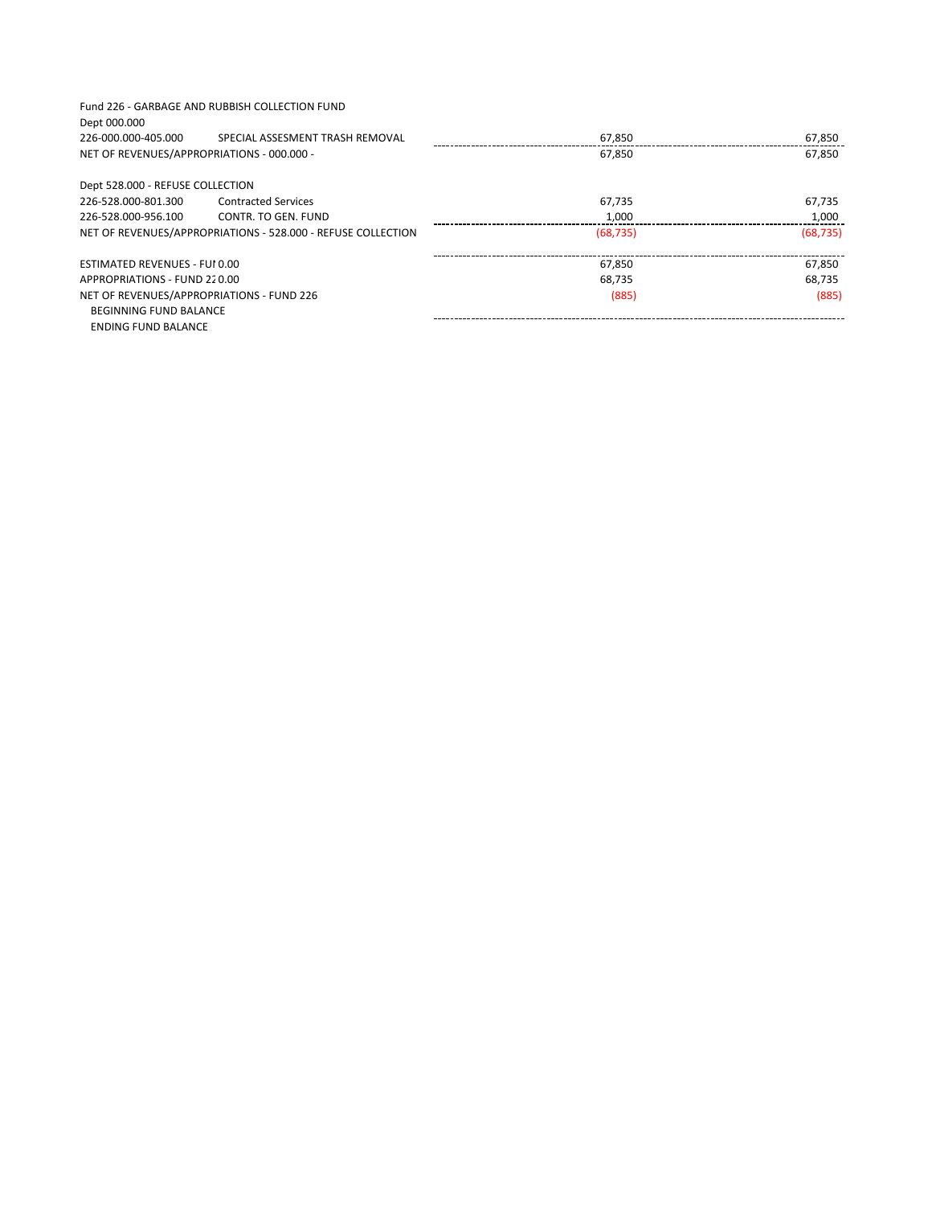Fund 226 - GARBAGE AND RUBBISH COLLECTION FUND

| | | | |
|---|---|---|---|
| Dept 000.000 | | | |
| 226-000.000-405.000 | SPECIAL ASSESMENT TRASH REMOVAL | 67,850 | 67,850 |
| NET OF REVENUES/APPROPRIATIONS - 000.000 - | | 67,850 | 67,850 |
| | | | |
| Dept 528.000 - REFUSE COLLECTION | | | |
| 226-528.000-801.300 | Contracted Services | 67,735 | 67,735 |
| 226-528.000-956.100 | CONTR. TO GEN. FUND | 1,000 | 1,000 |
| NET OF REVENUES/APPROPRIATIONS - 528.000 - REFUSE COLLECTION | | (68,735) | (68,735) |
| | | | |
| ESTIMATED REVENUES - FUI 0.00 | | 67,850 | 67,850 |
| APPROPRIATIONS - FUND 22 0.00 | | 68,735 | 68,735 |
| NET OF REVENUES/APPROPRIATIONS - FUND 226 | | (885) | (885) |
| BEGINNING FUND BALANCE | | | |
| ENDING FUND BALANCE | | | |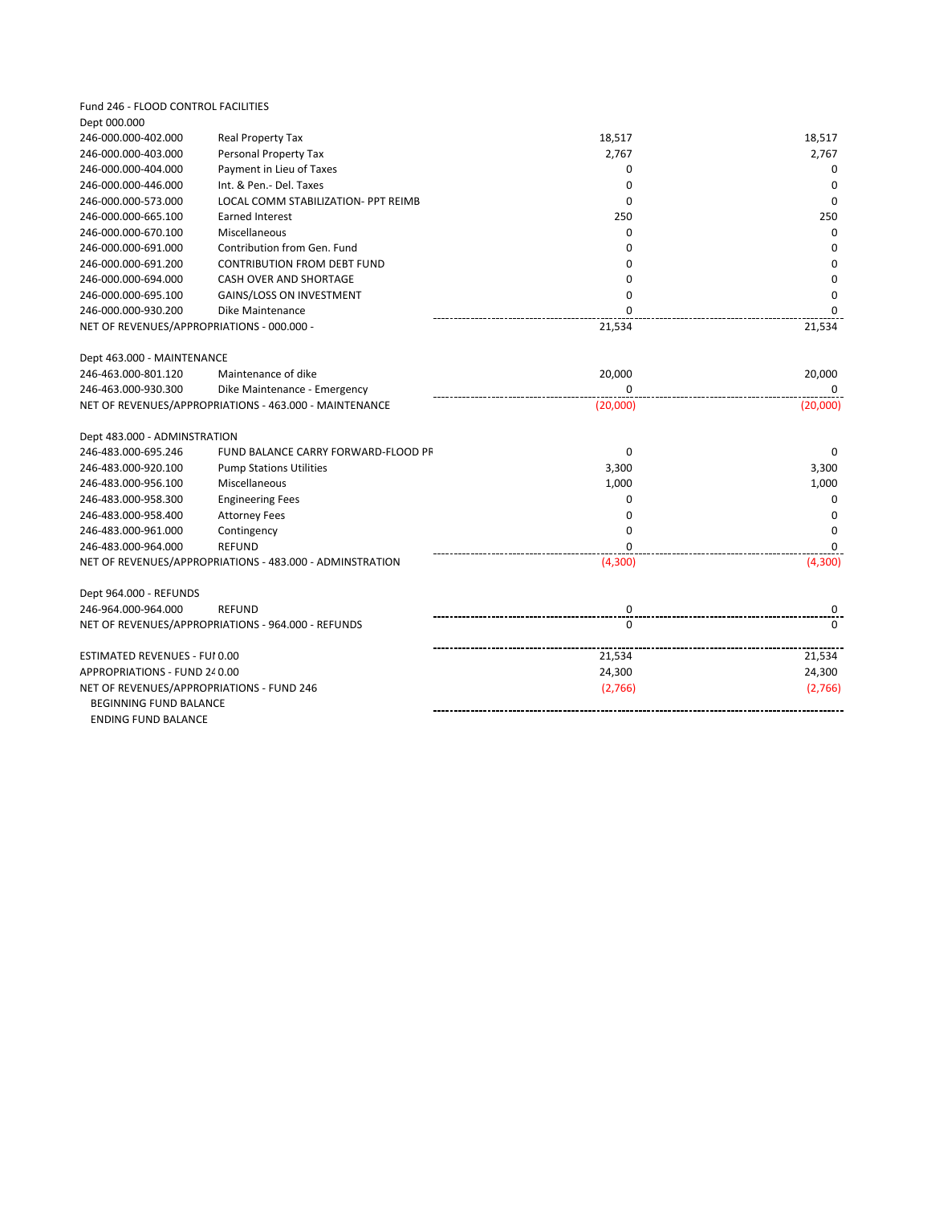Fund 246 - FLOOD CONTROL FACILITIES

| Account | Description | | |
|---|---|---|---|
| Dept 000.000 | | | |
| 246-000.000-402.000 | Real Property Tax | 18,517 | 18,517 |
| 246-000.000-403.000 | Personal Property Tax | 2,767 | 2,767 |
| 246-000.000-404.000 | Payment in Lieu of Taxes | 0 | 0 |
| 246-000.000-446.000 | Int. & Pen.- Del. Taxes | 0 | 0 |
| 246-000.000-573.000 | LOCAL COMM STABILIZATION- PPT REIMB | 0 | 0 |
| 246-000.000-665.100 | Earned Interest | 250 | 250 |
| 246-000.000-670.100 | Miscellaneous | 0 | 0 |
| 246-000.000-691.000 | Contribution from Gen. Fund | 0 | 0 |
| 246-000.000-691.200 | CONTRIBUTION FROM DEBT FUND | 0 | 0 |
| 246-000.000-694.000 | CASH OVER AND SHORTAGE | 0 | 0 |
| 246-000.000-695.100 | GAINS/LOSS ON INVESTMENT | 0 | 0 |
| 246-000.000-930.200 | Dike Maintenance | 0 | 0 |
| NET OF REVENUES/APPROPRIATIONS - 000.000 - | | 21,534 | 21,534 |
| | | | |
| Dept 463.000 - MAINTENANCE | | | |
| 246-463.000-801.120 | Maintenance of dike | 20,000 | 20,000 |
| 246-463.000-930.300 | Dike Maintenance - Emergency | 0 | 0 |
| NET OF REVENUES/APPROPRIATIONS - 463.000 - MAINTENANCE | | (20,000) | (20,000) |
| | | | |
| Dept 483.000 - ADMINSTRATION | | | |
| 246-483.000-695.246 | FUND BALANCE CARRY FORWARD-FLOOD PR | 0 | 0 |
| 246-483.000-920.100 | Pump Stations Utilities | 3,300 | 3,300 |
| 246-483.000-956.100 | Miscellaneous | 1,000 | 1,000 |
| 246-483.000-958.300 | Engineering Fees | 0 | 0 |
| 246-483.000-958.400 | Attorney Fees | 0 | 0 |
| 246-483.000-961.000 | Contingency | 0 | 0 |
| 246-483.000-964.000 | REFUND | 0 | 0 |
| NET OF REVENUES/APPROPRIATIONS - 483.000 - ADMINSTRATION | | (4,300) | (4,300) |
| | | | |
| Dept 964.000 - REFUNDS | | | |
| 246-964.000-964.000 | REFUND | 0 | 0 |
| NET OF REVENUES/APPROPRIATIONS - 964.000 - REFUNDS | | 0 | 0 |
| | | | |
| ESTIMATED REVENUES - FUI 0.00 | | 21,534 | 21,534 |
| APPROPRIATIONS - FUND 24 0.00 | | 24,300 | 24,300 |
| NET OF REVENUES/APPROPRIATIONS - FUND 246 | | (2,766) | (2,766) |
| BEGINNING FUND BALANCE | | | |
| ENDING FUND BALANCE | | | |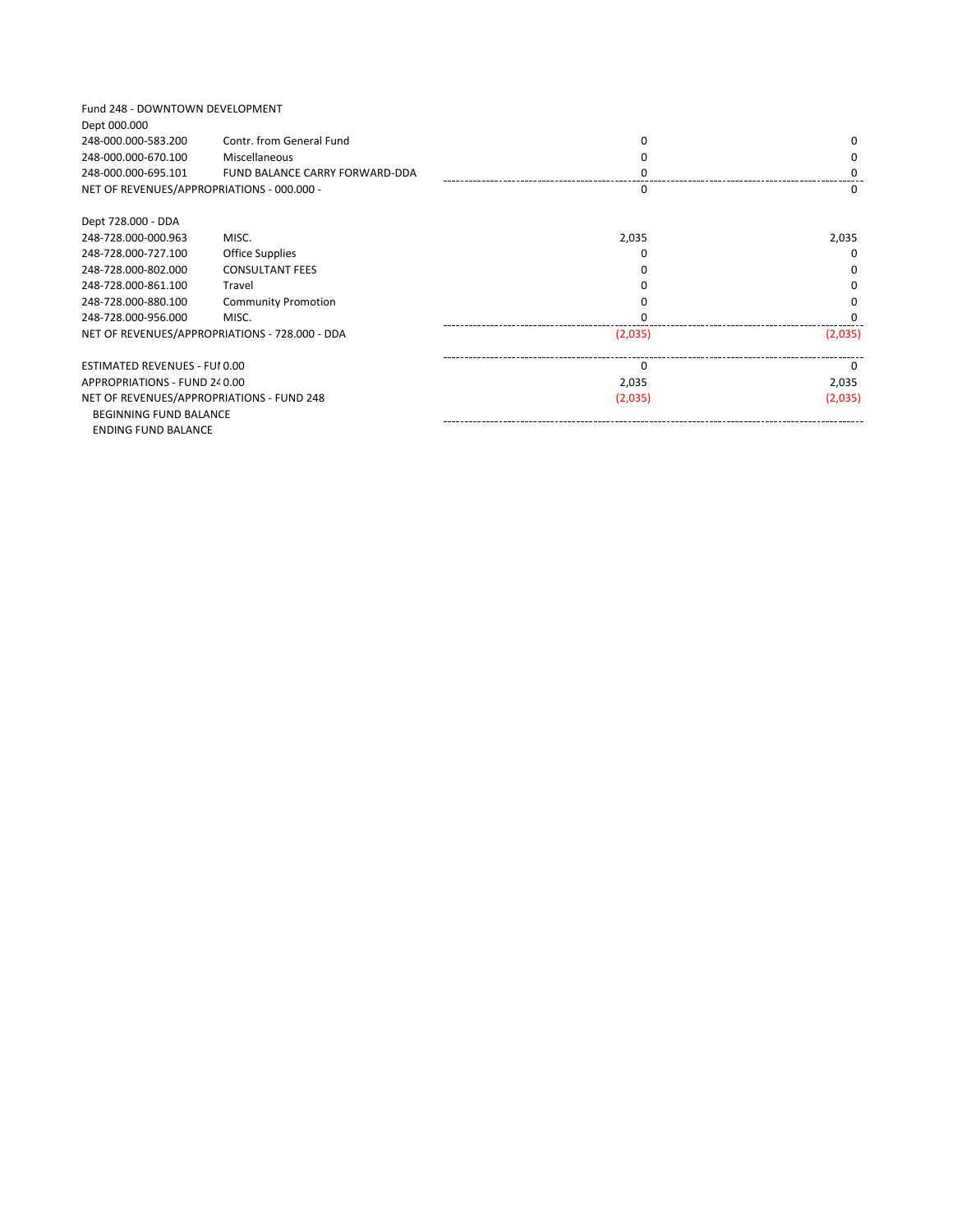Fund 248 - DOWNTOWN DEVELOPMENT

| | | | |
|---|---|---|---|
| Dept 000.000 | | | |
| 248-000.000-583.200 | Contr. from General Fund | 0 | 0 |
| 248-000.000-670.100 | Miscellaneous | 0 | 0 |
| 248-000.000-695.101 | FUND BALANCE CARRY FORWARD-DDA | 0 | 0 |
| NET OF REVENUES/APPROPRIATIONS - 000.000 - | | 0 | 0 |
| | | | |
| Dept 728.000 - DDA | | | |
| 248-728.000-000.963 | MISC. | 2,035 | 2,035 |
| 248-728.000-727.100 | Office Supplies | 0 | 0 |
| 248-728.000-802.000 | CONSULTANT FEES | 0 | 0 |
| 248-728.000-861.100 | Travel | 0 | 0 |
| 248-728.000-880.100 | Community Promotion | 0 | 0 |
| 248-728.000-956.000 | MISC. | 0 | 0 |
| NET OF REVENUES/APPROPRIATIONS - 728.000 - DDA | | (2,035) | (2,035) |
| | | | |
| ESTIMATED REVENUES - FUI 0.00 | | 0 | 0 |
| APPROPRIATIONS - FUND 24 0.00 | | 2,035 | 2,035 |
| NET OF REVENUES/APPROPRIATIONS - FUND 248 | | (2,035) | (2,035) |
| BEGINNING FUND BALANCE | | | |
| ENDING FUND BALANCE | | | |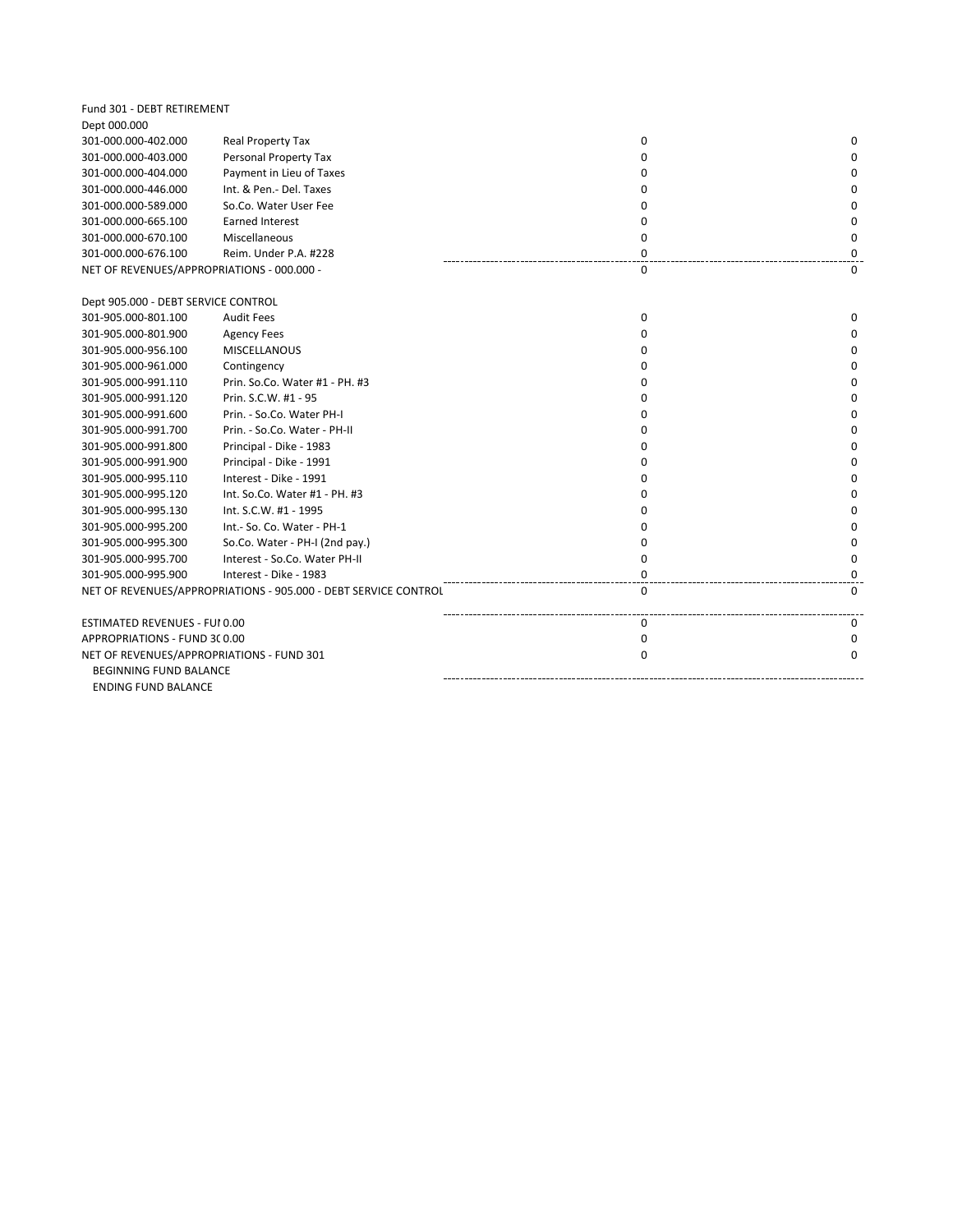Fund 301 - DEBT RETIREMENT

Dept 000.000

| | | | |
|---|---|---|---|
| 301-000.000-402.000 | Real Property Tax | 0 | 0 |
| 301-000.000-403.000 | Personal Property Tax | 0 | 0 |
| 301-000.000-404.000 | Payment in Lieu of Taxes | 0 | 0 |
| 301-000.000-446.000 | Int. & Pen.- Del. Taxes | 0 | 0 |
| 301-000.000-589.000 | So.Co. Water User Fee | 0 | 0 |
| 301-000.000-665.100 | Earned Interest | 0 | 0 |
| 301-000.000-670.100 | Miscellaneous | 0 | 0 |
| 301-000.000-676.100 | Reim. Under P.A. #228 | 0 | 0 |
| NET OF REVENUES/APPROPRIATIONS - 000.000 - | | 0 | 0 |

Dept 905.000 - DEBT SERVICE CONTROL

| | | | |
|---|---|---|---|
| 301-905.000-801.100 | Audit Fees | 0 | 0 |
| 301-905.000-801.900 | Agency Fees | 0 | 0 |
| 301-905.000-956.100 | MISCELLANOUS | 0 | 0 |
| 301-905.000-961.000 | Contingency | 0 | 0 |
| 301-905.000-991.110 | Prin. So.Co. Water #1 - PH. #3 | 0 | 0 |
| 301-905.000-991.120 | Prin. S.C.W. #1 - 95 | 0 | 0 |
| 301-905.000-991.600 | Prin. - So.Co. Water PH-I | 0 | 0 |
| 301-905.000-991.700 | Prin. - So.Co. Water - PH-II | 0 | 0 |
| 301-905.000-991.800 | Principal - Dike - 1983 | 0 | 0 |
| 301-905.000-991.900 | Principal - Dike - 1991 | 0 | 0 |
| 301-905.000-995.110 | Interest - Dike - 1991 | 0 | 0 |
| 301-905.000-995.120 | Int. So.Co. Water #1 - PH. #3 | 0 | 0 |
| 301-905.000-995.130 | Int. S.C.W. #1 - 1995 | 0 | 0 |
| 301-905.000-995.200 | Int.- So. Co. Water - PH-1 | 0 | 0 |
| 301-905.000-995.300 | So.Co. Water - PH-I (2nd pay.) | 0 | 0 |
| 301-905.000-995.700 | Interest - So.Co. Water PH-II | 0 | 0 |
| 301-905.000-995.900 | Interest - Dike - 1983 | 0 | 0 |
| NET OF REVENUES/APPROPRIATIONS - 905.000 - DEBT SERVICE CONTROL | | 0 | 0 |

| | | |
|---|---|---|
| ESTIMATED REVENUES - FUI 0.00 | 0 | 0 |
| APPROPRIATIONS - FUND 3( 0.00 | 0 | 0 |
| NET OF REVENUES/APPROPRIATIONS - FUND 301 | 0 | 0 |
| BEGINNING FUND BALANCE | | |
| ENDING FUND BALANCE | | |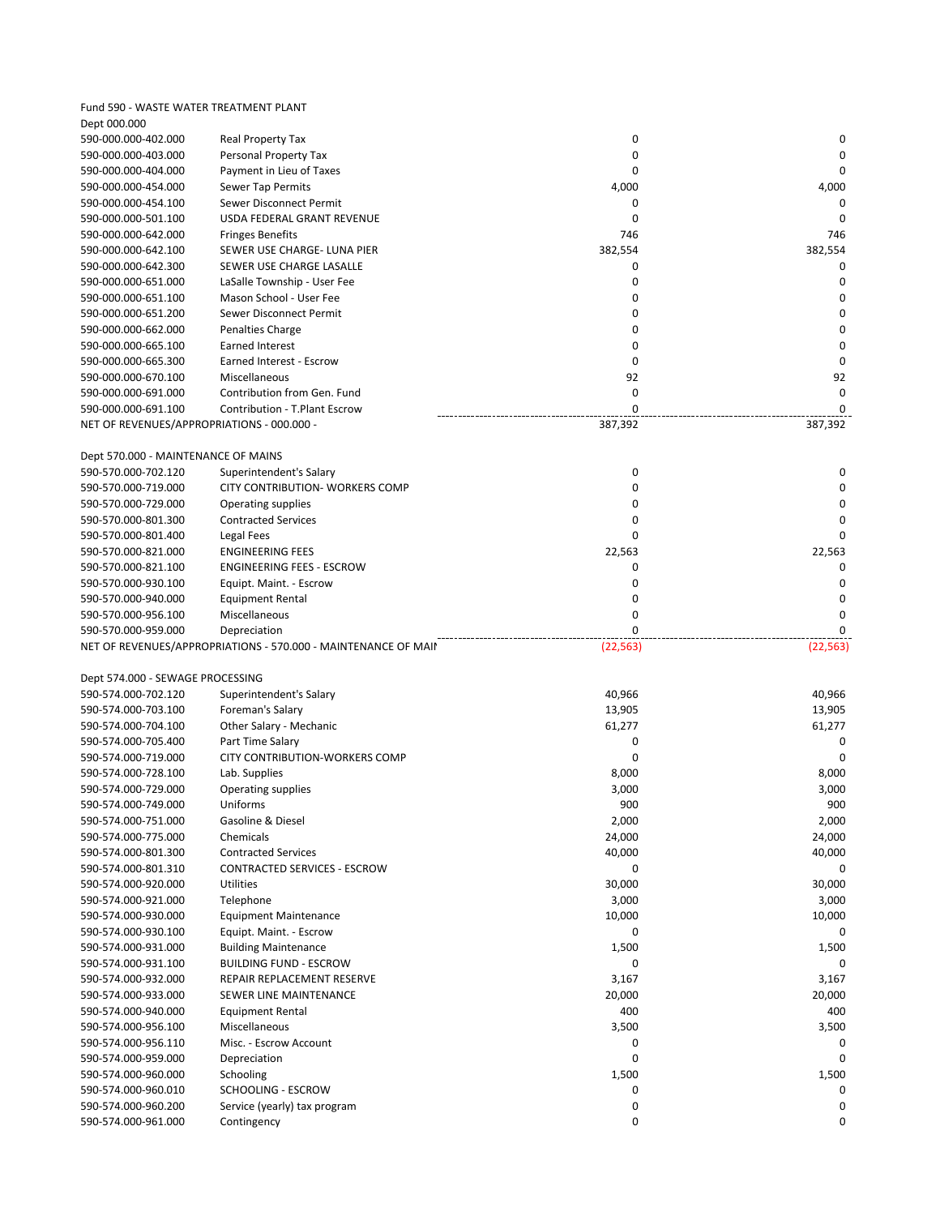Fund 590 - WASTE WATER TREATMENT PLANT

Dept 000.000

| Account | Description | | |
|---|---|---|---|
| 590-000.000-402.000 | Real Property Tax | 0 | 0 |
| 590-000.000-403.000 | Personal Property Tax | 0 | 0 |
| 590-000.000-404.000 | Payment in Lieu of Taxes | 0 | 0 |
| 590-000.000-454.000 | Sewer Tap Permits | 4,000 | 4,000 |
| 590-000.000-454.100 | Sewer Disconnect Permit | 0 | 0 |
| 590-000.000-501.100 | USDA FEDERAL GRANT REVENUE | 0 | 0 |
| 590-000.000-642.000 | Fringes Benefits | 746 | 746 |
| 590-000.000-642.100 | SEWER USE CHARGE- LUNA PIER | 382,554 | 382,554 |
| 590-000.000-642.300 | SEWER USE CHARGE LASALLE | 0 | 0 |
| 590-000.000-651.000 | LaSalle Township - User Fee | 0 | 0 |
| 590-000.000-651.100 | Mason School - User Fee | 0 | 0 |
| 590-000.000-651.200 | Sewer Disconnect Permit | 0 | 0 |
| 590-000.000-662.000 | Penalties Charge | 0 | 0 |
| 590-000.000-665.100 | Earned Interest | 0 | 0 |
| 590-000.000-665.300 | Earned Interest - Escrow | 0 | 0 |
| 590-000.000-670.100 | Miscellaneous | 92 | 92 |
| 590-000.000-691.000 | Contribution from Gen. Fund | 0 | 0 |
| 590-000.000-691.100 | Contribution - T.Plant Escrow | 0 | 0 |
| NET OF REVENUES/APPROPRIATIONS - 000.000 - | | 387,392 | 387,392 |

Dept 570.000 - MAINTENANCE OF MAINS

| Account | Description | | |
|---|---|---|---|
| 590-570.000-702.120 | Superintendent's Salary | 0 | 0 |
| 590-570.000-719.000 | CITY CONTRIBUTION- WORKERS COMP | 0 | 0 |
| 590-570.000-729.000 | Operating supplies | 0 | 0 |
| 590-570.000-801.300 | Contracted Services | 0 | 0 |
| 590-570.000-801.400 | Legal Fees | 0 | 0 |
| 590-570.000-821.000 | ENGINEERING FEES | 22,563 | 22,563 |
| 590-570.000-821.100 | ENGINEERING FEES - ESCROW | 0 | 0 |
| 590-570.000-930.100 | Equipt. Maint. - Escrow | 0 | 0 |
| 590-570.000-940.000 | Equipment Rental | 0 | 0 |
| 590-570.000-956.100 | Miscellaneous | 0 | 0 |
| 590-570.000-959.000 | Depreciation | 0 | 0 |
| NET OF REVENUES/APPROPRIATIONS - 570.000 - MAINTENANCE OF MAII | | (22,563) | (22,563) |

Dept 574.000 - SEWAGE PROCESSING

| Account | Description | | |
|---|---|---|---|
| 590-574.000-702.120 | Superintendent's Salary | 40,966 | 40,966 |
| 590-574.000-703.100 | Foreman's Salary | 13,905 | 13,905 |
| 590-574.000-704.100 | Other Salary - Mechanic | 61,277 | 61,277 |
| 590-574.000-705.400 | Part Time Salary | 0 | 0 |
| 590-574.000-719.000 | CITY CONTRIBUTION-WORKERS COMP | 0 | 0 |
| 590-574.000-728.100 | Lab. Supplies | 8,000 | 8,000 |
| 590-574.000-729.000 | Operating supplies | 3,000 | 3,000 |
| 590-574.000-749.000 | Uniforms | 900 | 900 |
| 590-574.000-751.000 | Gasoline & Diesel | 2,000 | 2,000 |
| 590-574.000-775.000 | Chemicals | 24,000 | 24,000 |
| 590-574.000-801.300 | Contracted Services | 40,000 | 40,000 |
| 590-574.000-801.310 | CONTRACTED SERVICES - ESCROW | 0 | 0 |
| 590-574.000-920.000 | Utilities | 30,000 | 30,000 |
| 590-574.000-921.000 | Telephone | 3,000 | 3,000 |
| 590-574.000-930.000 | Equipment Maintenance | 10,000 | 10,000 |
| 590-574.000-930.100 | Equipt. Maint. - Escrow | 0 | 0 |
| 590-574.000-931.000 | Building Maintenance | 1,500 | 1,500 |
| 590-574.000-931.100 | BUILDING FUND - ESCROW | 0 | 0 |
| 590-574.000-932.000 | REPAIR REPLACEMENT RESERVE | 3,167 | 3,167 |
| 590-574.000-933.000 | SEWER LINE MAINTENANCE | 20,000 | 20,000 |
| 590-574.000-940.000 | Equipment Rental | 400 | 400 |
| 590-574.000-956.100 | Miscellaneous | 3,500 | 3,500 |
| 590-574.000-956.110 | Misc. - Escrow Account | 0 | 0 |
| 590-574.000-959.000 | Depreciation | 0 | 0 |
| 590-574.000-960.000 | Schooling | 1,500 | 1,500 |
| 590-574.000-960.010 | SCHOOLING - ESCROW | 0 | 0 |
| 590-574.000-960.200 | Service (yearly) tax program | 0 | 0 |
| 590-574.000-961.000 | Contingency | 0 | 0 |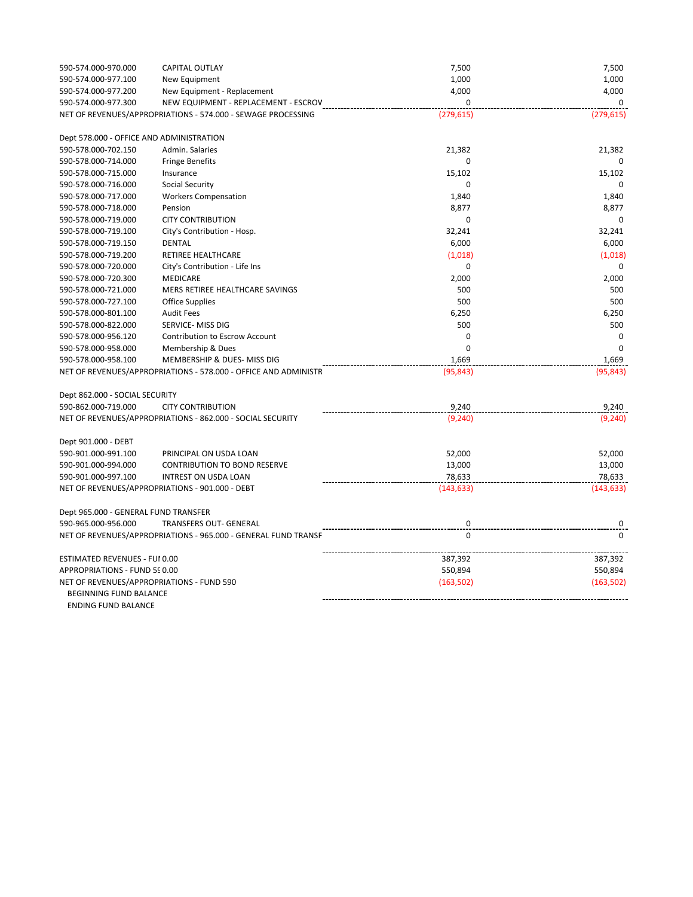| Account | Description | | |
|---|---|---|---|
| 590-574.000-970.000 | CAPITAL OUTLAY | 7,500 | 7,500 |
| 590-574.000-977.100 | New Equipment | 1,000 | 1,000 |
| 590-574.000-977.200 | New Equipment - Replacement | 4,000 | 4,000 |
| 590-574.000-977.300 | NEW EQUIPMENT - REPLACEMENT - ESCROV | 0 | 0 |
| NET OF REVENUES/APPROPRIATIONS - 574.000 - SEWAGE PROCESSING | | (279,615) | (279,615) |
| | | | |
| Dept 578.000 - OFFICE AND ADMINISTRATION | | | |
| 590-578.000-702.150 | Admin. Salaries | 21,382 | 21,382 |
| 590-578.000-714.000 | Fringe Benefits | 0 | 0 |
| 590-578.000-715.000 | Insurance | 15,102 | 15,102 |
| 590-578.000-716.000 | Social Security | 0 | 0 |
| 590-578.000-717.000 | Workers Compensation | 1,840 | 1,840 |
| 590-578.000-718.000 | Pension | 8,877 | 8,877 |
| 590-578.000-719.000 | CITY CONTRIBUTION | 0 | 0 |
| 590-578.000-719.100 | City's Contribution - Hosp. | 32,241 | 32,241 |
| 590-578.000-719.150 | DENTAL | 6,000 | 6,000 |
| 590-578.000-719.200 | RETIREE HEALTHCARE | (1,018) | (1,018) |
| 590-578.000-720.000 | City's Contribution - Life Ins | 0 | 0 |
| 590-578.000-720.300 | MEDICARE | 2,000 | 2,000 |
| 590-578.000-721.000 | MERS RETIREE HEALTHCARE SAVINGS | 500 | 500 |
| 590-578.000-727.100 | Office Supplies | 500 | 500 |
| 590-578.000-801.100 | Audit Fees | 6,250 | 6,250 |
| 590-578.000-822.000 | SERVICE- MISS DIG | 500 | 500 |
| 590-578.000-956.120 | Contribution to Escrow Account | 0 | 0 |
| 590-578.000-958.000 | Membership & Dues | 0 | 0 |
| 590-578.000-958.100 | MEMBERSHIP & DUES- MISS DIG | 1,669 | 1,669 |
| NET OF REVENUES/APPROPRIATIONS - 578.000 - OFFICE AND ADMINISTR | | (95,843) | (95,843) |
| | | | |
| Dept 862.000 - SOCIAL SECURITY | | | |
| 590-862.000-719.000 | CITY CONTRIBUTION | 9,240 | 9,240 |
| NET OF REVENUES/APPROPRIATIONS - 862.000 - SOCIAL SECURITY | | (9,240) | (9,240) |
| | | | |
| Dept 901.000 - DEBT | | | |
| 590-901.000-991.100 | PRINCIPAL ON USDA LOAN | 52,000 | 52,000 |
| 590-901.000-994.000 | CONTRIBUTION TO BOND RESERVE | 13,000 | 13,000 |
| 590-901.000-997.100 | INTREST ON USDA LOAN | 78,633 | 78,633 |
| NET OF REVENUES/APPROPRIATIONS - 901.000 - DEBT | | (143,633) | (143,633) |
| | | | |
| Dept 965.000 - GENERAL FUND TRANSFER | | | |
| 590-965.000-956.000 | TRANSFERS OUT- GENERAL | 0 | 0 |
| NET OF REVENUES/APPROPRIATIONS - 965.000 - GENERAL FUND TRANSF | | 0 | 0 |
| | | | |
| ESTIMATED REVENUES - FUI 0.00 | | 387,392 | 387,392 |
| APPROPRIATIONS - FUND 5¦ 0.00 | | 550,894 | 550,894 |
| NET OF REVENUES/APPROPRIATIONS - FUND 590 | | (163,502) | (163,502) |
| BEGINNING FUND BALANCE | | | |
| ENDING FUND BALANCE | | | |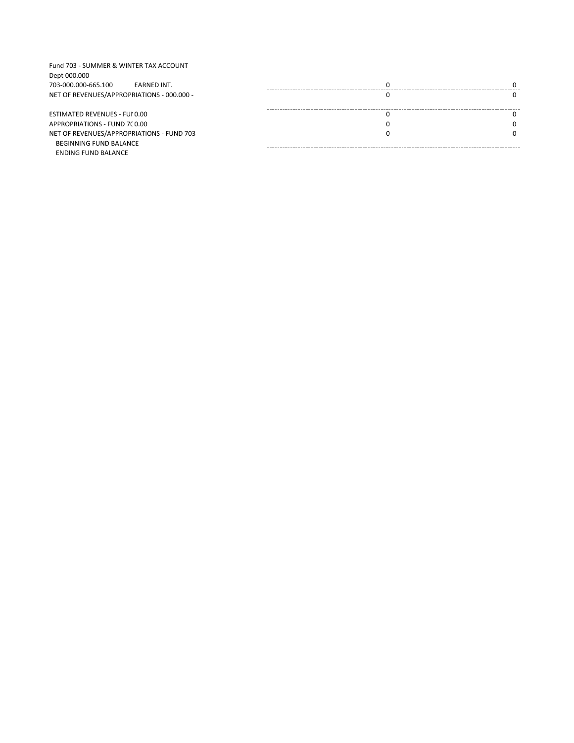Fund 703 - SUMMER & WINTER TAX ACCOUNT

Dept 000.000

| | | | |
|---|---|---|---|
| 703-000.000-665.100 | EARNED INT. | 0 | 0 |
| NET OF REVENUES/APPROPRIATIONS - 000.000 - | | 0 | 0 |
| | | | |
| ESTIMATED REVENUES - FUI 0.00 | | 0 | 0 |
| APPROPRIATIONS - FUND 7( 0.00 | | 0 | 0 |
| NET OF REVENUES/APPROPRIATIONS - FUND 703 | | 0 | 0 |
| BEGINNING FUND BALANCE | | | |
| ENDING FUND BALANCE | | | |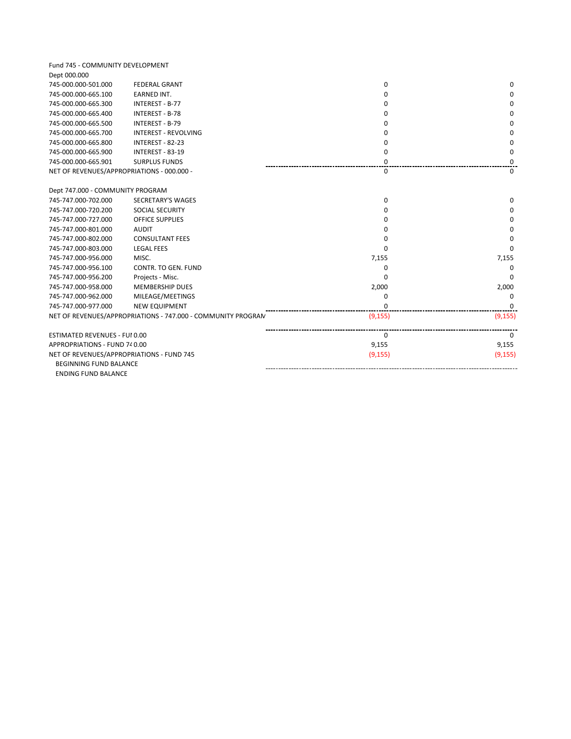Fund 745 - COMMUNITY DEVELOPMENT

Dept 000.000

| | | | |
|---|---|---|---|
| 745-000.000-501.000 | FEDERAL GRANT | 0 | 0 |
| 745-000.000-665.100 | EARNED INT. | 0 | 0 |
| 745-000.000-665.300 | INTEREST - B-77 | 0 | 0 |
| 745-000.000-665.400 | INTEREST - B-78 | 0 | 0 |
| 745-000.000-665.500 | INTEREST - B-79 | 0 | 0 |
| 745-000.000-665.700 | INTEREST - REVOLVING | 0 | 0 |
| 745-000.000-665.800 | INTEREST - 82-23 | 0 | 0 |
| 745-000.000-665.900 | INTEREST - 83-19 | 0 | 0 |
| 745-000.000-665.901 | SURPLUS FUNDS | 0 | 0 |
| NET OF REVENUES/APPROPRIATIONS - 000.000 - | | 0 | 0 |

Dept 747.000 - COMMUNITY PROGRAM

| | | | |
|---|---|---|---|
| 745-747.000-702.000 | SECRETARY'S WAGES | 0 | 0 |
| 745-747.000-720.200 | SOCIAL SECURITY | 0 | 0 |
| 745-747.000-727.000 | OFFICE SUPPLIES | 0 | 0 |
| 745-747.000-801.000 | AUDIT | 0 | 0 |
| 745-747.000-802.000 | CONSULTANT FEES | 0 | 0 |
| 745-747.000-803.000 | LEGAL FEES | 0 | 0 |
| 745-747.000-956.000 | MISC. | 7,155 | 7,155 |
| 745-747.000-956.100 | CONTR. TO GEN. FUND | 0 | 0 |
| 745-747.000-956.200 | Projects - Misc. | 0 | 0 |
| 745-747.000-958.000 | MEMBERSHIP DUES | 2,000 | 2,000 |
| 745-747.000-962.000 | MILEAGE/MEETINGS | 0 | 0 |
| 745-747.000-977.000 | NEW EQUIPMENT | 0 | 0 |
| NET OF REVENUES/APPROPRIATIONS - 747.000 - COMMUNITY PROGRAM | | (9,155) | (9,155) |

| | | |
|---|---|---|
| ESTIMATED REVENUES - FUI 0.00 | 0 | 0 |
| APPROPRIATIONS - FUND 74 0.00 | 9,155 | 9,155 |
| NET OF REVENUES/APPROPRIATIONS - FUND 745 | (9,155) | (9,155) |
| BEGINNING FUND BALANCE | | |
| ENDING FUND BALANCE | | |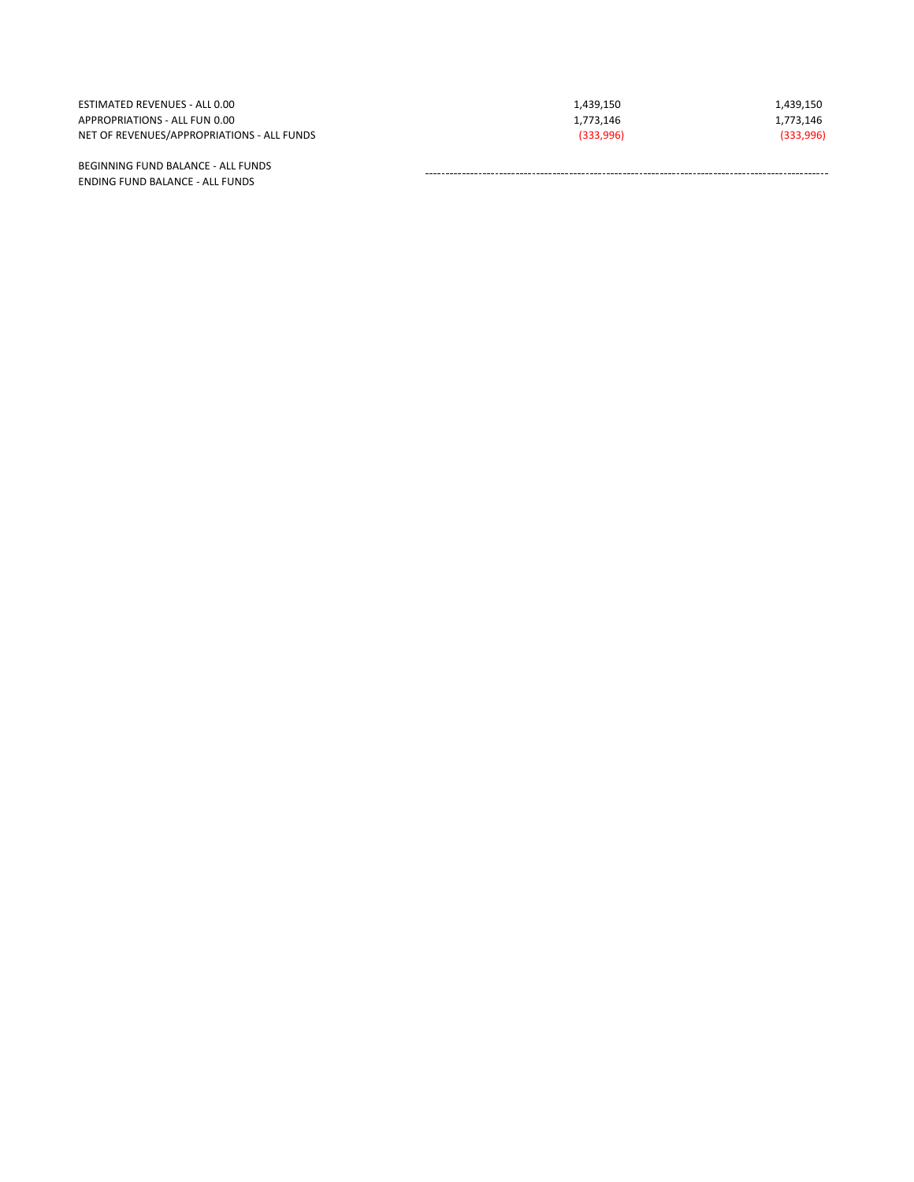| | | |
|---|---|---|
| ESTIMATED REVENUES - ALL 0.00 | 1,439,150 | 1,439,150 |
| APPROPRIATIONS - ALL FUN 0.00 | 1,773,146 | 1,773,146 |
| NET OF REVENUES/APPROPRIATIONS - ALL FUNDS | (333,996) | (333,996) |
| | | |
| BEGINNING FUND BALANCE - ALL FUNDS | | |
| ENDING FUND BALANCE - ALL FUNDS | | |